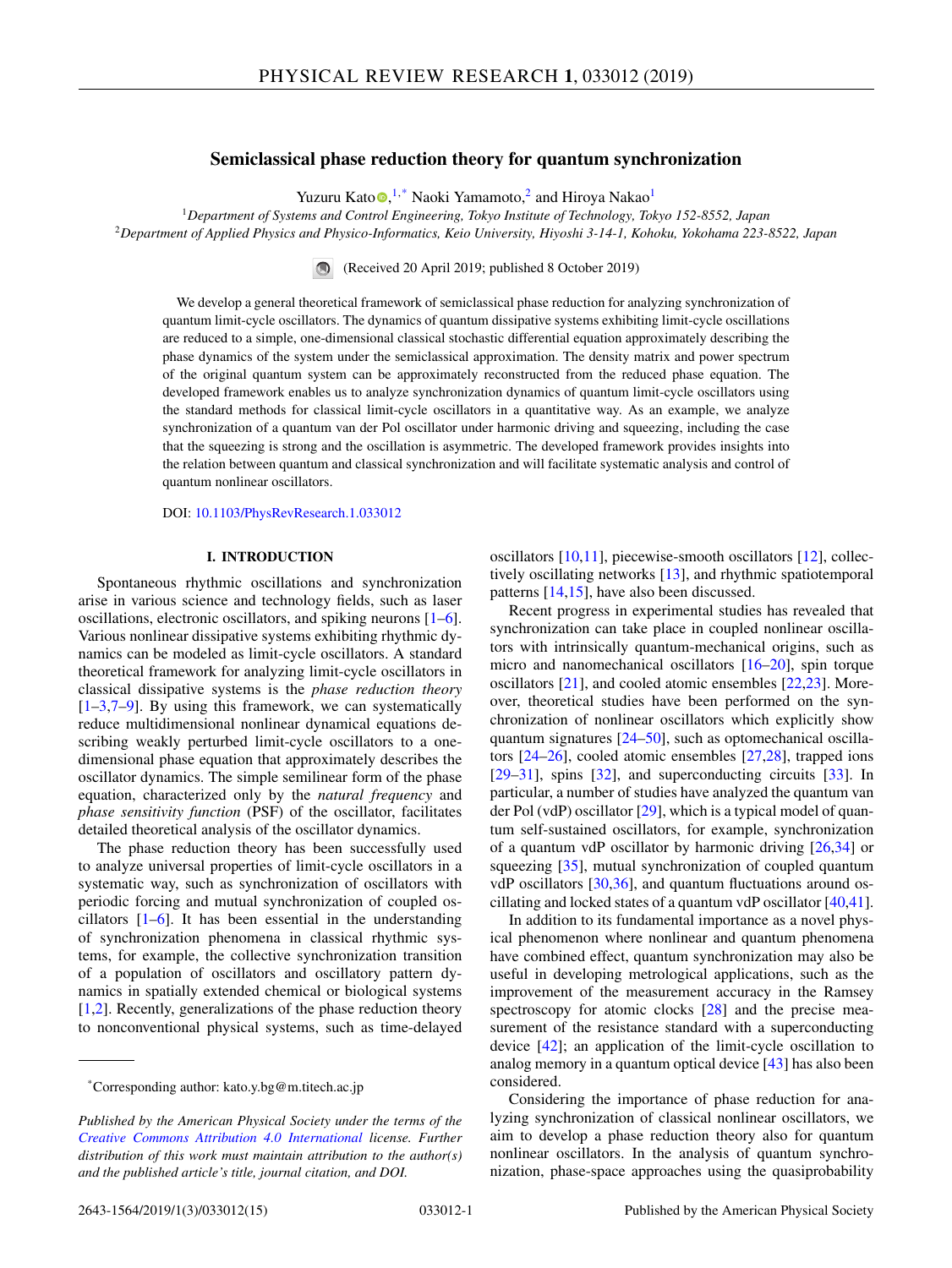# Semiclassical phase reduction theory for quantum synchronization

Yuzuru Kato,[1,*] Naoki Yamamoto,[2] and Hiroya Nakao[1]

[1]*Department of Systems and Control Engineering, Tokyo Institute of Technology, Tokyo 152-8552, Japan*
[2]*Department of Applied Physics and Physico-Informatics, Keio University, Hiyoshi 3-14-1, Kohoku, Yokohama 223-8522, Japan*

(Received 20 April 2019; published 8 October 2019)

We develop a general theoretical framework of semiclassical phase reduction for analyzing synchronization of quantum limit-cycle oscillators. The dynamics of quantum dissipative systems exhibiting limit-cycle oscillations are reduced to a simple, one-dimensional classical stochastic differential equation approximately describing the phase dynamics of the system under the semiclassical approximation. The density matrix and power spectrum of the original quantum system can be approximately reconstructed from the reduced phase equation. The developed framework enables us to analyze synchronization dynamics of quantum limit-cycle oscillators using the standard methods for classical limit-cycle oscillators in a quantitative way. As an example, we analyze synchronization of a quantum van der Pol oscillator under harmonic driving and squeezing, including the case that the squeezing is strong and the oscillation is asymmetric. The developed framework provides insights into the relation between quantum and classical synchronization and will facilitate systematic analysis and control of quantum nonlinear oscillators.

DOI: 10.1103/PhysRevResearch.1.033012

## I. INTRODUCTION

Spontaneous rhythmic oscillations and synchronization arise in various science and technology fields, such as laser oscillations, electronic oscillators, and spiking neurons [1–6]. Various nonlinear dissipative systems exhibiting rhythmic dynamics can be modeled as limit-cycle oscillators. A standard theoretical framework for analyzing limit-cycle oscillators in classical dissipative systems is the *phase reduction theory* [1–3,7–9]. By using this framework, we can systematically reduce multidimensional nonlinear dynamical equations describing weakly perturbed limit-cycle oscillators to a one-dimensional phase equation that approximately describes the oscillator dynamics. The simple semilinear form of the phase equation, characterized only by the *natural frequency* and *phase sensitivity function* (PSF) of the oscillator, facilitates detailed theoretical analysis of the oscillator dynamics.

The phase reduction theory has been successfully used to analyze universal properties of limit-cycle oscillators in a systematic way, such as synchronization of oscillators with periodic forcing and mutual synchronization of coupled oscillators [1–6]. It has been essential in the understanding of synchronization phenomena in classical rhythmic systems, for example, the collective synchronization transition of a population of oscillators and oscillatory pattern dynamics in spatially extended chemical or biological systems [1,2]. Recently, generalizations of the phase reduction theory to nonconventional physical systems, such as time-delayed oscillators [10,11], piecewise-smooth oscillators [12], collectively oscillating networks [13], and rhythmic spatiotemporal patterns [14,15], have also been discussed.

Recent progress in experimental studies has revealed that synchronization can take place in coupled nonlinear oscillators with intrinsically quantum-mechanical origins, such as micro and nanomechanical oscillators [16–20], spin torque oscillators [21], and cooled atomic ensembles [22,23]. Moreover, theoretical studies have been performed on the synchronization of nonlinear oscillators which explicitly show quantum signatures [24–50], such as optomechanical oscillators [24–26], cooled atomic ensembles [27,28], trapped ions [29–31], spins [32], and superconducting circuits [33]. In particular, a number of studies have analyzed the quantum van der Pol (vdP) oscillator [29], which is a typical model of quantum self-sustained oscillators, for example, synchronization of a quantum vdP oscillator by harmonic driving [26,34] or squeezing [35], mutual synchronization of coupled quantum vdP oscillators [30,36], and quantum fluctuations around oscillating and locked states of a quantum vdP oscillator [40,41].

In addition to its fundamental importance as a novel physical phenomenon where nonlinear and quantum phenomena have combined effect, quantum synchronization may also be useful in developing metrological applications, such as the improvement of the measurement accuracy in the Ramsey spectroscopy for atomic clocks [28] and the precise measurement of the resistance standard with a superconducting device [42]; an application of the limit-cycle oscillation to analog memory in a quantum optical device [43] has also been considered.

Considering the importance of phase reduction for analyzing synchronization of classical nonlinear oscillators, we aim to develop a phase reduction theory also for quantum nonlinear oscillators. In the analysis of quantum synchronization, phase-space approaches using the quasiprobability

---

*Corresponding author: kato.y.bg@m.titech.ac.jp

*Published by the American Physical Society under the terms of the Creative Commons Attribution 4.0 International license. Further distribution of this work must maintain attribution to the author(s) and the published article's title, journal citation, and DOI.*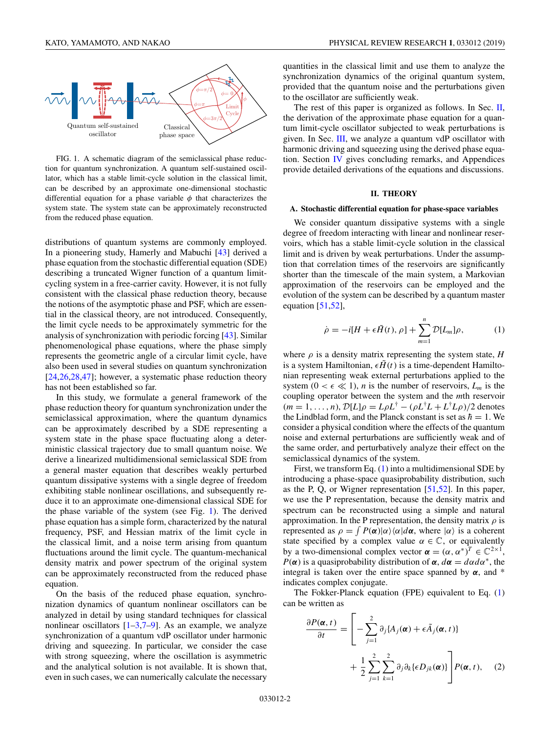FIG. 1. A schematic diagram of the semiclassical phase reduction for quantum synchronization. A quantum self-sustained oscillator, which has a stable limit-cycle solution in the classical limit, can be described by an approximate one-dimensional stochastic differential equation for a phase variable $\phi$ that characterizes the system state. The system state can be approximately reconstructed from the reduced phase equation.

distributions of quantum systems are commonly employed. In a pioneering study, Hamerly and Mabuchi [43] derived a phase equation from the stochastic differential equation (SDE) describing a truncated Wigner function of a quantum limit-cycling system in a free-carrier cavity. However, it is not fully consistent with the classical phase reduction theory, because the notions of the asymptotic phase and PSF, which are essential in the classical theory, are not introduced. Consequently, the limit cycle needs to be approximately symmetric for the analysis of synchronization with periodic forcing [43]. Similar phenomenological phase equations, where the phase simply represents the geometric angle of a circular limit cycle, have also been used in several studies on quantum synchronization [24,26,28,47]; however, a systematic phase reduction theory has not been established so far.

In this study, we formulate a general framework of the phase reduction theory for quantum synchronization under the semiclassical approximation, where the quantum dynamics can be approximately described by a SDE representing a system state in the phase space fluctuating along a deterministic classical trajectory due to small quantum noise. We derive a linearized multidimensional semiclassical SDE from a general master equation that describes weakly perturbed quantum dissipative systems with a single degree of freedom exhibiting stable nonlinear oscillations, and subsequently reduce it to an approximate one-dimensional classical SDE for the phase variable of the system (see Fig. 1). The derived phase equation has a simple form, characterized by the natural frequency, PSF, and Hessian matrix of the limit cycle in the classical limit, and a noise term arising from quantum fluctuations around the limit cycle. The quantum-mechanical density matrix and power spectrum of the original system can be approximately reconstructed from the reduced phase equation.

On the basis of the reduced phase equation, synchronization dynamics of quantum nonlinear oscillators can be analyzed in detail by using standard techniques for classical nonlinear oscillators [1–3,7–9]. As an example, we analyze synchronization of a quantum vdP oscillator under harmonic driving and squeezing. In particular, we consider the case with strong squeezing, where the oscillation is asymmetric and the analytical solution is not available. It is shown that, even in such cases, we can numerically calculate the necessary quantities in the classical limit and use them to analyze the synchronization dynamics of the original quantum system, provided that the quantum noise and the perturbations given to the oscillator are sufficiently weak.

The rest of this paper is organized as follows. In Sec. II, the derivation of the approximate phase equation for a quantum limit-cycle oscillator subjected to weak perturbations is given. In Sec. III, we analyze a quantum vdP oscillator with harmonic driving and squeezing using the derived phase equation. Section IV gives concluding remarks, and Appendices provide detailed derivations of the equations and discussions.

## II. THEORY

### A. Stochastic differential equation for phase-space variables

We consider quantum dissipative systems with a single degree of freedom interacting with linear and nonlinear reservoirs, which has a stable limit-cycle solution in the classical limit and is driven by weak perturbations. Under the assumption that correlation times of the reservoirs are significantly shorter than the timescale of the main system, a Markovian approximation of the reservoirs can be employed and the evolution of the system can be described by a quantum master equation [51,52],

$$\dot{\rho} = -i[H + \epsilon\tilde{H}(t), \rho] + \sum_{m=1}^{n} \mathcal{D}[L_m]\rho, \qquad (1)$$

where $\rho$ is a density matrix representing the system state, $H$ is a system Hamiltonian, $\epsilon\tilde{H}(t)$ is a time-dependent Hamiltonian representing weak external perturbations applied to the system ($0 < \epsilon \ll 1$), $n$ is the number of reservoirs, $L_m$ is the coupling operator between the system and the $m$th reservoir ($m = 1, \ldots, n$), $\mathcal{D}[L]\rho = L\rho L^\dagger - (\rho L^\dagger L + L^\dagger L\rho)/2$ denotes the Lindblad form, and the Planck constant is set as $\hbar = 1$. We consider a physical condition where the effects of the quantum noise and external perturbations are sufficiently weak and of the same order, and perturbatively analyze their effect on the semiclassical dynamics of the system.

First, we transform Eq. (1) into a multidimensional SDE by introducing a phase-space quasiprobability distribution, such as the P, Q, or Wigner representation [51,52]. In this paper, we use the P representation, because the density matrix and spectrum can be reconstructed using a simple and natural approximation. In the P representation, the density matrix $\rho$ is represented as $\rho = \int P(\boldsymbol{\alpha})|\alpha\rangle\langle\alpha|d\boldsymbol{\alpha}$, where $|\alpha\rangle$ is a coherent state specified by a complex value $\alpha \in \mathbb{C}$, or equivalently by a two-dimensional complex vector $\boldsymbol{\alpha} = (\alpha, \alpha^*)^T \in \mathbb{C}^{2\times 1}$, $P(\boldsymbol{\alpha})$ is a quasiprobability distribution of $\boldsymbol{\alpha}$, $d\boldsymbol{\alpha} = d\alpha d\alpha^*$, the integral is taken over the entire space spanned by $\boldsymbol{\alpha}$, and * indicates complex conjugate.

The Fokker-Planck equation (FPE) equivalent to Eq. (1) can be written as

$$\frac{\partial P(\boldsymbol{\alpha}, t)}{\partial t} = \left[ -\sum_{j=1}^{2} \partial_j \{A_j(\boldsymbol{\alpha}) + \epsilon\tilde{A}_j(\boldsymbol{\alpha}, t)\} + \frac{1}{2}\sum_{j=1}^{2}\sum_{k=1}^{2} \partial_j\partial_k\{\epsilon D_{jk}(\boldsymbol{\alpha})\} \right] P(\boldsymbol{\alpha}, t), \qquad (2)$$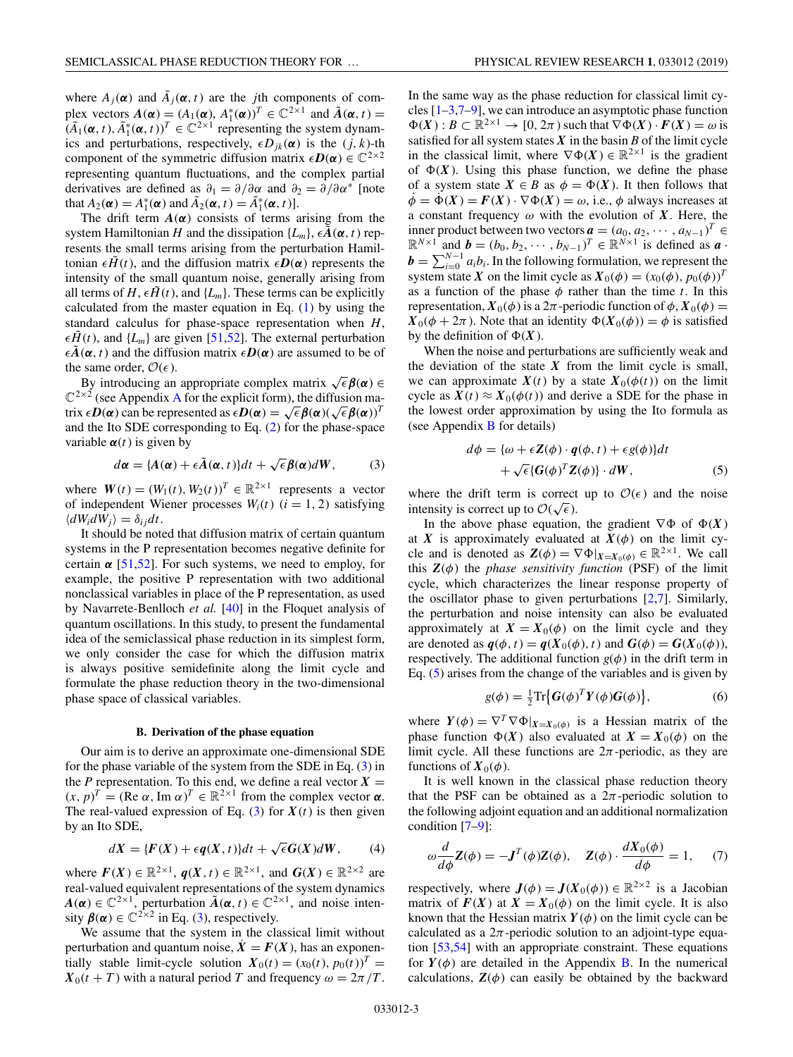where $A_j(\boldsymbol{\alpha})$ and $\tilde{A}_j(\boldsymbol{\alpha}, t)$ are the $j$th components of complex vectors $\boldsymbol{A}(\boldsymbol{\alpha}) = (A_1(\boldsymbol{\alpha}), A_1^*(\boldsymbol{\alpha}))^T \in \mathbb{C}^{2\times 1}$ and $\tilde{\boldsymbol{A}}(\boldsymbol{\alpha}, t) = (\tilde{A}_1(\boldsymbol{\alpha}, t), \tilde{A}_1^*(\boldsymbol{\alpha}, t))^T \in \mathbb{C}^{2\times 1}$ representing the system dynamics and perturbations, respectively, $\epsilon D_{jk}(\boldsymbol{\alpha})$ is the $(j, k)$-th component of the symmetric diffusion matrix $\epsilon \boldsymbol{D}(\boldsymbol{\alpha}) \in \mathbb{C}^{2\times 2}$ representing quantum fluctuations, and the complex partial derivatives are defined as $\partial_1 = \partial/\partial\alpha$ and $\partial_2 = \partial/\partial\alpha^*$ [note that $A_2(\boldsymbol{\alpha}) = A_1^*(\boldsymbol{\alpha})$ and $\tilde{A}_2(\boldsymbol{\alpha}, t) = \tilde{A}_1^*(\boldsymbol{\alpha}, t)$].

The drift term $\boldsymbol{A}(\boldsymbol{\alpha})$ consists of terms arising from the system Hamiltonian $H$ and the dissipation $\{L_m\}$, $\epsilon\tilde{\boldsymbol{A}}(\boldsymbol{\alpha}, t)$ represents the small terms arising from the perturbation Hamiltonian $\epsilon\tilde{H}(t)$, and the diffusion matrix $\epsilon\boldsymbol{D}(\boldsymbol{\alpha})$ represents the intensity of the small quantum noise, generally arising from all terms of $H$, $\epsilon\tilde{H}(t)$, and $\{L_m\}$. These terms can be explicitly calculated from the master equation in Eq. (1) by using the standard calculus for phase-space representation when $H$, $\epsilon\tilde{H}(t)$, and $\{L_m\}$ are given [51,52]. The external perturbation $\epsilon\tilde{\boldsymbol{A}}(\boldsymbol{\alpha}, t)$ and the diffusion matrix $\epsilon\boldsymbol{D}(\boldsymbol{\alpha})$ are assumed to be of the same order, $\mathcal{O}(\epsilon)$.

By introducing an appropriate complex matrix $\sqrt{\epsilon}\boldsymbol{\beta}(\boldsymbol{\alpha}) \in \mathbb{C}^{2\times 2}$ (see Appendix A for the explicit form), the diffusion matrix $\epsilon\boldsymbol{D}(\boldsymbol{\alpha})$ can be represented as $\epsilon\boldsymbol{D}(\boldsymbol{\alpha}) = \sqrt{\epsilon}\boldsymbol{\beta}(\boldsymbol{\alpha})(\sqrt{\epsilon}\boldsymbol{\beta}(\boldsymbol{\alpha}))^T$ and the Ito SDE corresponding to Eq. (2) for the phase-space variable $\boldsymbol{\alpha}(t)$ is given by

$$d\boldsymbol{\alpha} = \{\boldsymbol{A}(\boldsymbol{\alpha}) + \epsilon\tilde{\boldsymbol{A}}(\boldsymbol{\alpha}, t)\}dt + \sqrt{\epsilon}\boldsymbol{\beta}(\boldsymbol{\alpha})d\boldsymbol{W}, \tag{3}$$

where $\boldsymbol{W}(t) = (W_1(t), W_2(t))^T \in \mathbb{R}^{2\times 1}$ represents a vector of independent Wiener processes $W_i(t)$ $(i = 1, 2)$ satisfying $\langle dW_i dW_j\rangle = \delta_{ij}dt$.

It should be noted that diffusion matrix of certain quantum systems in the P representation becomes negative definite for certain $\boldsymbol{\alpha}$ [51,52]. For such systems, we need to employ, for example, the positive P representation with two additional nonclassical variables in place of the P representation, as used by Navarrete-Benlloch *et al.* [40] in the Floquet analysis of quantum oscillations. In this study, to present the fundamental idea of the semiclassical phase reduction in its simplest form, we only consider the case for which the diffusion matrix is always positive semidefinite along the limit cycle and formulate the phase reduction theory in the two-dimensional phase space of classical variables.

### B. Derivation of the phase equation

Our aim is to derive an approximate one-dimensional SDE for the phase variable of the system from the SDE in Eq. (3) in the $P$ representation. To this end, we define a real vector $\boldsymbol{X} = (x, p)^T = (\mathrm{Re}\,\alpha, \mathrm{Im}\,\alpha)^T \in \mathbb{R}^{2\times 1}$ from the complex vector $\boldsymbol{\alpha}$. The real-valued expression of Eq. (3) for $\boldsymbol{X}(t)$ is then given by an Ito SDE,

$$d\boldsymbol{X} = \{\boldsymbol{F}(\boldsymbol{X}) + \epsilon\boldsymbol{q}(\boldsymbol{X}, t)\}dt + \sqrt{\epsilon}\boldsymbol{G}(\boldsymbol{X})d\boldsymbol{W}, \tag{4}$$

where $\boldsymbol{F}(\boldsymbol{X}) \in \mathbb{R}^{2\times 1}$, $\boldsymbol{q}(\boldsymbol{X}, t) \in \mathbb{R}^{2\times 1}$, and $\boldsymbol{G}(\boldsymbol{X}) \in \mathbb{R}^{2\times 2}$ are real-valued equivalent representations of the system dynamics $\boldsymbol{A}(\boldsymbol{\alpha}) \in \mathbb{C}^{2\times 1}$, perturbation $\tilde{\boldsymbol{A}}(\boldsymbol{\alpha}, t) \in \mathbb{C}^{2\times 1}$, and noise intensity $\boldsymbol{\beta}(\boldsymbol{\alpha}) \in \mathbb{C}^{2\times 2}$ in Eq. (3), respectively.

We assume that the system in the classical limit without perturbation and quantum noise, $\dot{\boldsymbol{X}} = \boldsymbol{F}(\boldsymbol{X})$, has an exponentially stable limit-cycle solution $\boldsymbol{X}_0(t) = (x_0(t), p_0(t))^T = \boldsymbol{X}_0(t + T)$ with a natural period $T$ and frequency $\omega = 2\pi/T$. In the same way as the phase reduction for classical limit cycles [1–3,7–9], we can introduce an asymptotic phase function $\Phi(\boldsymbol{X}) : B \subset \mathbb{R}^{2\times 1} \to [0, 2\pi)$ such that $\nabla\Phi(\boldsymbol{X}) \cdot \boldsymbol{F}(\boldsymbol{X}) = \omega$ is satisfied for all system states $\boldsymbol{X}$ in the basin $B$ of the limit cycle in the classical limit, where $\nabla\Phi(\boldsymbol{X}) \in \mathbb{R}^{2\times 1}$ is the gradient of $\Phi(\boldsymbol{X})$. Using this phase function, we define the phase of a system state $\boldsymbol{X} \in B$ as $\phi = \Phi(\boldsymbol{X})$. It then follows that $\dot{\phi} = \dot{\Phi}(\boldsymbol{X}) = \boldsymbol{F}(\boldsymbol{X}) \cdot \nabla\Phi(\boldsymbol{X}) = \omega$, i.e., $\phi$ always increases at a constant frequency $\omega$ with the evolution of $\boldsymbol{X}$. Here, the inner product between two vectors $\boldsymbol{a} = (a_0, a_2, \cdots, a_{N-1})^T \in \mathbb{R}^{N\times 1}$ and $\boldsymbol{b} = (b_0, b_2, \cdots, b_{N-1})^T \in \mathbb{R}^{N\times 1}$ is defined as $\boldsymbol{a} \cdot \boldsymbol{b} = \sum_{i=0}^{N-1} a_i b_i$. In the following formulation, we represent the system state $\boldsymbol{X}$ on the limit cycle as $\boldsymbol{X}_0(\phi) = (x_0(\phi), p_0(\phi))^T$ as a function of the phase $\phi$ rather than the time $t$. In this representation, $\boldsymbol{X}_0(\phi)$ is a $2\pi$-periodic function of $\phi$, $\boldsymbol{X}_0(\phi) = \boldsymbol{X}_0(\phi + 2\pi)$. Note that an identity $\Phi(\boldsymbol{X}_0(\phi)) = \phi$ is satisfied by the definition of $\Phi(\boldsymbol{X})$.

When the noise and perturbations are sufficiently weak and the deviation of the state $\boldsymbol{X}$ from the limit cycle is small, we can approximate $\boldsymbol{X}(t)$ by a state $\boldsymbol{X}_0(\phi(t))$ on the limit cycle as $\boldsymbol{X}(t) \approx \boldsymbol{X}_0(\phi(t))$ and derive a SDE for the phase in the lowest order approximation by using the Ito formula as (see Appendix B for details)

$$\begin{aligned} d\phi = {} & \{\omega + \epsilon\boldsymbol{Z}(\phi) \cdot \boldsymbol{q}(\phi, t) + \epsilon g(\phi)\}dt \\ & + \sqrt{\epsilon}\{\boldsymbol{G}(\phi)^T\boldsymbol{Z}(\phi)\} \cdot d\boldsymbol{W}, \end{aligned} \tag{5}$$

where the drift term is correct up to $\mathcal{O}(\epsilon)$ and the noise intensity is correct up to $\mathcal{O}(\sqrt{\epsilon})$.

In the above phase equation, the gradient $\nabla\Phi$ of $\Phi(\boldsymbol{X})$ at $\boldsymbol{X}$ is approximately evaluated at $\boldsymbol{X}(\phi)$ on the limit cycle and is denoted as $\boldsymbol{Z}(\phi) = \nabla\Phi|_{\boldsymbol{X}=\boldsymbol{X}_0(\phi)} \in \mathbb{R}^{2\times 1}$. We call this $\boldsymbol{Z}(\phi)$ the *phase sensitivity function* (PSF) of the limit cycle, which characterizes the linear response property of the oscillator phase to given perturbations [2,7]. Similarly, the perturbation and noise intensity can also be evaluated approximately at $\boldsymbol{X} = \boldsymbol{X}_0(\phi)$ on the limit cycle and they are denoted as $\boldsymbol{q}(\phi, t) = \boldsymbol{q}(\boldsymbol{X}_0(\phi), t)$ and $\boldsymbol{G}(\phi) = \boldsymbol{G}(\boldsymbol{X}_0(\phi))$, respectively. The additional function $g(\phi)$ in the drift term in Eq. (5) arises from the change of the variables and is given by

$$g(\phi) = \tfrac{1}{2}\mathrm{Tr}\{\boldsymbol{G}(\phi)^T\boldsymbol{Y}(\phi)\boldsymbol{G}(\phi)\}, \tag{6}$$

where $\boldsymbol{Y}(\phi) = \nabla^T\nabla\Phi|_{\boldsymbol{X}=\boldsymbol{X}_0(\phi)}$ is a Hessian matrix of the phase function $\Phi(\boldsymbol{X})$ also evaluated at $\boldsymbol{X} = \boldsymbol{X}_0(\phi)$ on the limit cycle. All these functions are $2\pi$-periodic, as they are functions of $\boldsymbol{X}_0(\phi)$.

It is well known in the classical phase reduction theory that the PSF can be obtained as a $2\pi$-periodic solution to the following adjoint equation and an additional normalization condition [7–9]:

$$\omega\frac{d}{d\phi}\boldsymbol{Z}(\phi) = -\boldsymbol{J}^T(\phi)\boldsymbol{Z}(\phi), \quad \boldsymbol{Z}(\phi) \cdot \frac{d\boldsymbol{X}_0(\phi)}{d\phi} = 1, \tag{7}$$

respectively, where $\boldsymbol{J}(\phi) = \boldsymbol{J}(\boldsymbol{X}_0(\phi)) \in \mathbb{R}^{2\times 2}$ is a Jacobian matrix of $\boldsymbol{F}(\boldsymbol{X})$ at $\boldsymbol{X} = \boldsymbol{X}_0(\phi)$ on the limit cycle. It is also known that the Hessian matrix $\boldsymbol{Y}(\phi)$ on the limit cycle can be calculated as a $2\pi$-periodic solution to an adjoint-type equation [53,54] with an appropriate constraint. These equations for $\boldsymbol{Y}(\phi)$ are detailed in the Appendix B. In the numerical calculations, $\boldsymbol{Z}(\phi)$ can easily be obtained by the backward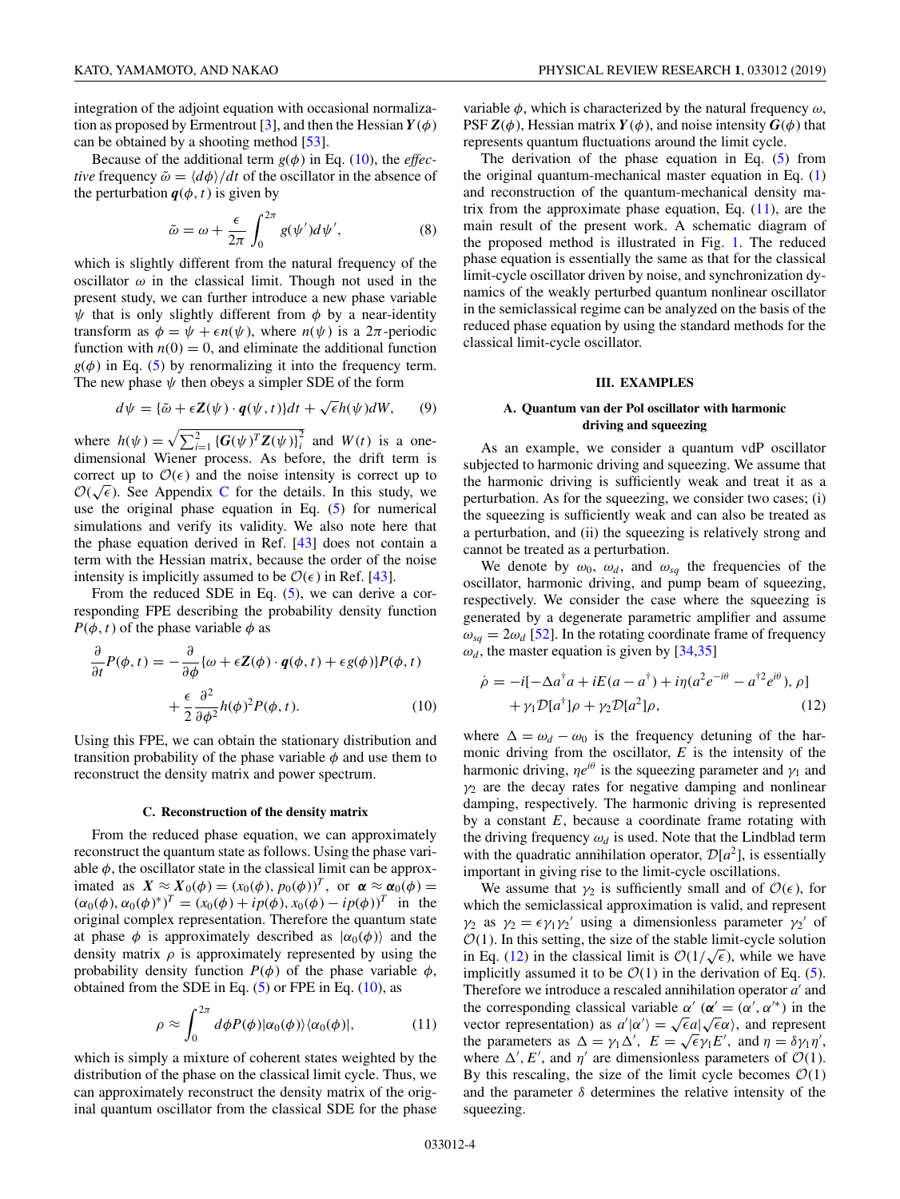integration of the adjoint equation with occasional normalization as proposed by Ermentrout [3], and then the Hessian $\boldsymbol{Y}(\phi)$ can be obtained by a shooting method [53].

Because of the additional term $g(\phi)$ in Eq. (10), the *effective* frequency $\tilde{\omega} = \langle d\phi \rangle / dt$ of the oscillator in the absence of the perturbation $\boldsymbol{q}(\phi, t)$ is given by

$$\tilde{\omega} = \omega + \frac{\epsilon}{2\pi} \int_0^{2\pi} g(\psi') d\psi', \tag{8}$$

which is slightly different from the natural frequency of the oscillator $\omega$ in the classical limit. Though not used in the present study, we can further introduce a new phase variable $\psi$ that is only slightly different from $\phi$ by a near-identity transform as $\phi = \psi + \epsilon n(\psi)$, where $n(\psi)$ is a $2\pi$-periodic function with $n(0) = 0$, and eliminate the additional function $g(\phi)$ in Eq. (5) by renormalizing it into the frequency term. The new phase $\psi$ then obeys a simpler SDE of the form

$$d\psi = \{\tilde{\omega} + \epsilon \boldsymbol{Z}(\psi) \cdot \boldsymbol{q}(\psi, t)\} dt + \sqrt{\epsilon} h(\psi) dW, \tag{9}$$

where $h(\psi) = \sqrt{\sum_{i=1}^{2} \{\boldsymbol{G}(\psi)^T \boldsymbol{Z}(\psi)\}_i^2}$ and $W(t)$ is a one-dimensional Wiener process. As before, the drift term is correct up to $\mathcal{O}(\epsilon)$ and the noise intensity is correct up to $\mathcal{O}(\sqrt{\epsilon})$. See Appendix C for the details. In this study, we use the original phase equation in Eq. (5) for numerical simulations and verify its validity. We also note here that the phase equation derived in Ref. [43] does not contain a term with the Hessian matrix, because the order of the noise intensity is implicitly assumed to be $\mathcal{O}(\epsilon)$ in Ref. [43].

From the reduced SDE in Eq. (5), we can derive a corresponding FPE describing the probability density function $P(\phi, t)$ of the phase variable $\phi$ as

$$\frac{\partial}{\partial t} P(\phi, t) = -\frac{\partial}{\partial \phi} \{\omega + \epsilon \boldsymbol{Z}(\phi) \cdot \boldsymbol{q}(\phi, t) + \epsilon g(\phi)\} P(\phi, t) + \frac{\epsilon}{2} \frac{\partial^2}{\partial \phi^2} h(\phi)^2 P(\phi, t). \tag{10}$$

Using this FPE, we can obtain the stationary distribution and transition probability of the phase variable $\phi$ and use them to reconstruct the density matrix and power spectrum.

### C. Reconstruction of the density matrix

From the reduced phase equation, we can approximately reconstruct the quantum state as follows. Using the phase variable $\phi$, the oscillator state in the classical limit can be approximated as $\boldsymbol{X} \approx \boldsymbol{X}_0(\phi) = (x_0(\phi), p_0(\phi))^T$, or $\boldsymbol{\alpha} \approx \boldsymbol{\alpha}_0(\phi) = (\alpha_0(\phi), \alpha_0(\phi)^*)^T = (x_0(\phi) + ip(\phi), x_0(\phi) - ip(\phi))^T$ in the original complex representation. Therefore the quantum state at phase $\phi$ is approximately described as $|\alpha_0(\phi)\rangle$ and the density matrix $\rho$ is approximately represented by using the probability density function $P(\phi)$ of the phase variable $\phi$, obtained from the SDE in Eq. (5) or FPE in Eq. (10), as

$$\rho \approx \int_0^{2\pi} d\phi P(\phi) |\alpha_0(\phi)\rangle \langle \alpha_0(\phi)|, \tag{11}$$

which is simply a mixture of coherent states weighted by the distribution of the phase on the classical limit cycle. Thus, we can approximately reconstruct the density matrix of the original quantum oscillator from the classical SDE for the phase variable $\phi$, which is characterized by the natural frequency $\omega$, PSF $\boldsymbol{Z}(\phi)$, Hessian matrix $\boldsymbol{Y}(\phi)$, and noise intensity $\boldsymbol{G}(\phi)$ that represents quantum fluctuations around the limit cycle.

The derivation of the phase equation in Eq. (5) from the original quantum-mechanical master equation in Eq. (1) and reconstruction of the quantum-mechanical density matrix from the approximate phase equation, Eq. (11), are the main result of the present work. A schematic diagram of the proposed method is illustrated in Fig. 1. The reduced phase equation is essentially the same as that for the classical limit-cycle oscillator driven by noise, and synchronization dynamics of the weakly perturbed quantum nonlinear oscillator in the semiclassical regime can be analyzed on the basis of the reduced phase equation by using the standard methods for the classical limit-cycle oscillator.

## III. EXAMPLES

### A. Quantum van der Pol oscillator with harmonic driving and squeezing

As an example, we consider a quantum vdP oscillator subjected to harmonic driving and squeezing. We assume that the harmonic driving is sufficiently weak and treat it as a perturbation. As for the squeezing, we consider two cases; (i) the squeezing is sufficiently weak and can also be treated as a perturbation, and (ii) the squeezing is relatively strong and cannot be treated as a perturbation.

We denote by $\omega_0$, $\omega_d$, and $\omega_{sq}$ the frequencies of the oscillator, harmonic driving, and pump beam of squeezing, respectively. We consider the case where the squeezing is generated by a degenerate parametric amplifier and assume $\omega_{sq} = 2\omega_d$ [52]. In the rotating coordinate frame of frequency $\omega_d$, the master equation is given by [34,35]

$$\dot{\rho} = -i[-\Delta a^\dagger a + iE(a - a^\dagger) + i\eta(a^2 e^{-i\theta} - a^{\dagger 2} e^{i\theta}), \rho] + \gamma_1 \mathcal{D}[a^\dagger]\rho + \gamma_2 \mathcal{D}[a^2]\rho, \tag{12}$$

where $\Delta = \omega_d - \omega_0$ is the frequency detuning of the harmonic driving from the oscillator, $E$ is the intensity of the harmonic driving, $\eta e^{i\theta}$ is the squeezing parameter and $\gamma_1$ and $\gamma_2$ are the decay rates for negative damping and nonlinear damping, respectively. The harmonic driving is represented by a constant $E$, because a coordinate frame rotating with the driving frequency $\omega_d$ is used. Note that the Lindblad term with the quadratic annihilation operator, $\mathcal{D}[a^2]$, is essentially important in giving rise to the limit-cycle oscillations.

We assume that $\gamma_2$ is sufficiently small and of $\mathcal{O}(\epsilon)$, for which the semiclassical approximation is valid, and represent $\gamma_2$ as $\gamma_2 = \epsilon \gamma_1 \gamma_2'$ using a dimensionless parameter $\gamma_2'$ of $\mathcal{O}(1)$. In this setting, the size of the stable limit-cycle solution in Eq. (12) in the classical limit is $\mathcal{O}(1/\sqrt{\epsilon})$, while we have implicitly assumed it to be $\mathcal{O}(1)$ in the derivation of Eq. (5). Therefore we introduce a rescaled annihilation operator $a'$ and the corresponding classical variable $\alpha'$ ($\boldsymbol{\alpha}' = (\alpha', \alpha'^*)$ in the vector representation) as $a'|\alpha'\rangle = \sqrt{\epsilon} a |\sqrt{\epsilon}\alpha\rangle$, and represent the parameters as $\Delta = \gamma_1 \Delta'$, $E = \sqrt{\epsilon}\gamma_1 E'$, and $\eta = \delta \gamma_1 \eta'$, where $\Delta'$, $E'$, and $\eta'$ are dimensionless parameters of $\mathcal{O}(1)$. By this rescaling, the size of the limit cycle becomes $\mathcal{O}(1)$ and the parameter $\delta$ determines the relative intensity of the squeezing.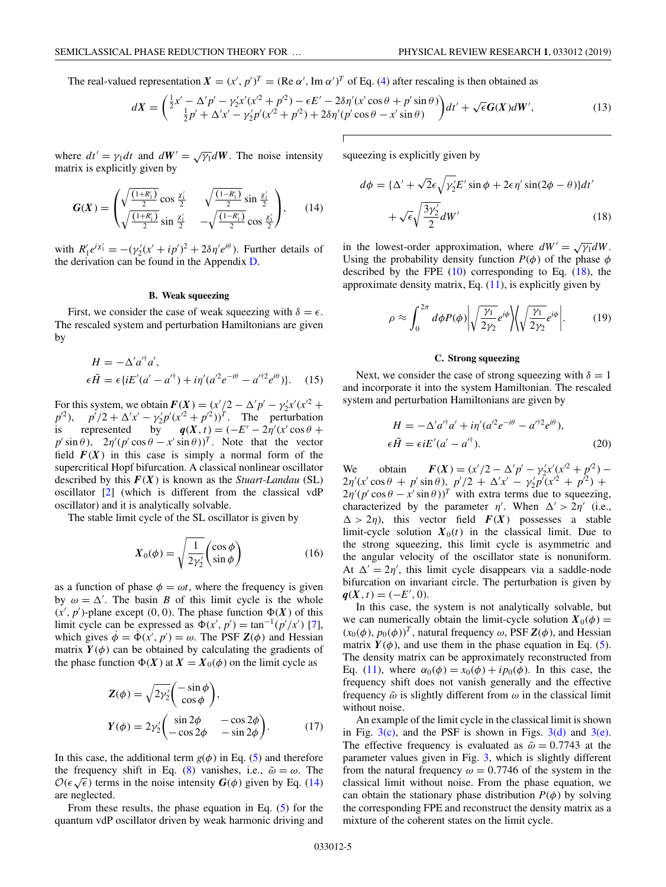The real-valued representation $\boldsymbol{X} = (x', p')^T = (\mathrm{Re}\,\alpha', \mathrm{Im}\,\alpha')^T$ of Eq. (4) after rescaling is then obtained as

$$
d\boldsymbol{X} = \begin{pmatrix} \frac{1}{2}x' - \Delta' p' - \gamma_2' x'(x'^2 + p'^2) - \epsilon E' - 2\delta\eta'(x'\cos\theta + p'\sin\theta) \\ \frac{1}{2}p' + \Delta' x' - \gamma_2' p'(x'^2 + p'^2) + 2\delta\eta'(p'\cos\theta - x'\sin\theta) \end{pmatrix} dt' + \sqrt{\epsilon}\boldsymbol{G}(\boldsymbol{X})d\boldsymbol{W}', \tag{13}
$$

where $dt' = \gamma_1 dt$ and $d\boldsymbol{W}' = \sqrt{\gamma_1}d\boldsymbol{W}$. The noise intensity matrix is explicitly given by

$$
\boldsymbol{G}(\boldsymbol{X}) = \begin{pmatrix} \sqrt{\frac{(1+R_1')}{2}}\cos\frac{\chi_1'}{2} & \sqrt{\frac{(1-R_1')}{2}}\sin\frac{\chi_1'}{2} \\ \sqrt{\frac{(1+R_1')}{2}}\sin\frac{\chi_1'}{2} & -\sqrt{\frac{(1-R_1')}{2}}\cos\frac{\chi_1'}{2} \end{pmatrix}, \tag{14}
$$

with $R_1' e^{i\chi_1'} = -(\gamma_2'(x' + ip')^2 + 2\delta\eta' e^{i\theta})$. Further details of the derivation can be found in the Appendix D.

### B. Weak squeezing

First, we consider the case of weak squeezing with $\delta = \epsilon$. The rescaled system and perturbation Hamiltonians are given by

$$
\begin{aligned}
H &= -\Delta' a'^{\dagger} a', \\
\epsilon\tilde{H} &= \epsilon\{iE'(a' - a'^{\dagger}) + i\eta'(a'^2 e^{-i\theta} - a'^{\dagger 2}e^{i\theta})\}.
\end{aligned} \tag{15}
$$

For this system, we obtain $\boldsymbol{F}(\boldsymbol{X}) = (x'/2 - \Delta' p' - \gamma_2' x'(x'^2 + p'^2), \quad p'/2 + \Delta' x' - \gamma_2' p'(x'^2 + p'^2))^T$. The perturbation is represented by $\boldsymbol{q}(\boldsymbol{X}, t) = (-E' - 2\eta'(x'\cos\theta + p'\sin\theta), \quad 2\eta'(p'\cos\theta - x'\sin\theta))^T$. Note that the vector field $\boldsymbol{F}(\boldsymbol{X})$ in this case is simply a normal form of the supercritical Hopf bifurcation. A classical nonlinear oscillator described by this $\boldsymbol{F}(\boldsymbol{X})$ is known as the *Stuart-Landau* (SL) oscillator [2] (which is different from the classical vdP oscillator) and it is analytically solvable.

The stable limit cycle of the SL oscillator is given by

$$
\boldsymbol{X}_0(\phi) = \sqrt{\frac{1}{2\gamma_2'}}\begin{pmatrix}\cos\phi \\ \sin\phi\end{pmatrix} \tag{16}
$$

as a function of phase $\phi = \omega t$, where the frequency is given by $\omega = \Delta'$. The basin $B$ of this limit cycle is the whole $(x', p')$-plane except $(0, 0)$. The phase function $\Phi(\boldsymbol{X})$ of this limit cycle can be expressed as $\Phi(x', p') = \tan^{-1}(p'/x')$ [7], which gives $\dot{\phi} = \dot{\Phi}(x', p') = \omega$. The PSF $\boldsymbol{Z}(\phi)$ and Hessian matrix $\boldsymbol{Y}(\phi)$ can be obtained by calculating the gradients of the phase function $\Phi(\boldsymbol{X})$ at $\boldsymbol{X} = \boldsymbol{X}_0(\phi)$ on the limit cycle as

$$
\begin{aligned}
\boldsymbol{Z}(\phi) &= \sqrt{2\gamma_2'}\begin{pmatrix}-\sin\phi \\ \cos\phi\end{pmatrix}, \\
\boldsymbol{Y}(\phi) &= 2\gamma_2'\begin{pmatrix}\sin 2\phi & -\cos 2\phi \\ -\cos 2\phi & -\sin 2\phi\end{pmatrix}.
\end{aligned} \tag{17}
$$

In this case, the additional term $g(\phi)$ in Eq. (5) and therefore the frequency shift in Eq. (8) vanishes, i.e., $\tilde{\omega} = \omega$. The $\mathcal{O}(\epsilon\sqrt{\epsilon})$ terms in the noise intensity $\boldsymbol{G}(\phi)$ given by Eq. (14) are neglected.

From these results, the phase equation in Eq. (5) for the quantum vdP oscillator driven by weak harmonic driving and squeezing is explicitly given by

$$
\begin{aligned}
d\phi = {} & \{\Delta' + \sqrt{2}\epsilon\sqrt{\gamma_2'}E'\sin\phi + 2\epsilon\eta'\sin(2\phi - \theta)\}dt' \\
& + \sqrt{\epsilon}\sqrt{\frac{3\gamma_2'}{2}}dW'
\end{aligned} \tag{18}
$$

in the lowest-order approximation, where $dW' = \sqrt{\gamma_1}dW$. Using the probability density function $P(\phi)$ of the phase $\phi$ described by the FPE (10) corresponding to Eq. (18), the approximate density matrix, Eq. (11), is explicitly given by

$$
\rho \approx \int_0^{2\pi} d\phi P(\phi)\left|\sqrt{\frac{\gamma_1}{2\gamma_2}}e^{i\phi}\right\rangle\left\langle\sqrt{\frac{\gamma_1}{2\gamma_2}}e^{i\phi}\right|. \tag{19}
$$

### C. Strong squeezing

Next, we consider the case of strong squeezing with $\delta = 1$ and incorporate it into the system Hamiltonian. The rescaled system and perturbation Hamiltonians are given by

$$
\begin{aligned}
H &= -\Delta' a'^{\dagger} a' + i\eta'(a'^2 e^{-i\theta} - a'^{\dagger 2}e^{i\theta}), \\
\epsilon\tilde{H} &= \epsilon iE'(a' - a'^{\dagger}).
\end{aligned} \tag{20}
$$

We obtain $\boldsymbol{F}(\boldsymbol{X}) = (x'/2 - \Delta' p' - \gamma_2' x'(x'^2 + p'^2) - 2\eta'(x'\cos\theta + p'\sin\theta), \ p'/2 + \Delta' x' - \gamma_2' p'(x'^2 + p'^2) + 2\eta'(p'\cos\theta - x'\sin\theta))^T$ with extra terms due to squeezing, characterized by the parameter $\eta'$. When $\Delta' > 2\eta'$ (i.e., $\Delta > 2\eta$), this vector field $\boldsymbol{F}(\boldsymbol{X})$ possesses a stable limit-cycle solution $\boldsymbol{X}_0(t)$ in the classical limit. Due to the strong squeezing, this limit cycle is asymmetric and the angular velocity of the oscillator state is nonuniform. At $\Delta' = 2\eta'$, this limit cycle disappears via a saddle-node bifurcation on invariant circle. The perturbation is given by $\boldsymbol{q}(\boldsymbol{X}, t) = (-E', 0)$.

In this case, the system is not analytically solvable, but we can numerically obtain the limit-cycle solution $\boldsymbol{X}_0(\phi) = (x_0(\phi), p_0(\phi))^T$, natural frequency $\omega$, PSF $\boldsymbol{Z}(\phi)$, and Hessian matrix $\boldsymbol{Y}(\phi)$, and use them in the phase equation in Eq. (5). The density matrix can be approximately reconstructed from Eq. (11), where $\alpha_0(\phi) = x_0(\phi) + ip_0(\phi)$. In this case, the frequency shift does not vanish generally and the effective frequency $\tilde{\omega}$ is slightly different from $\omega$ in the classical limit without noise.

An example of the limit cycle in the classical limit is shown in Fig. 3(c), and the PSF is shown in Figs. 3(d) and 3(e). The effective frequency is evaluated as $\tilde{\omega} = 0.7743$ at the parameter values given in Fig. 3, which is slightly different from the natural frequency $\omega = 0.7746$ of the system in the classical limit without noise. From the phase equation, we can obtain the stationary phase distribution $P(\phi)$ by solving the corresponding FPE and reconstruct the density matrix as a mixture of the coherent states on the limit cycle.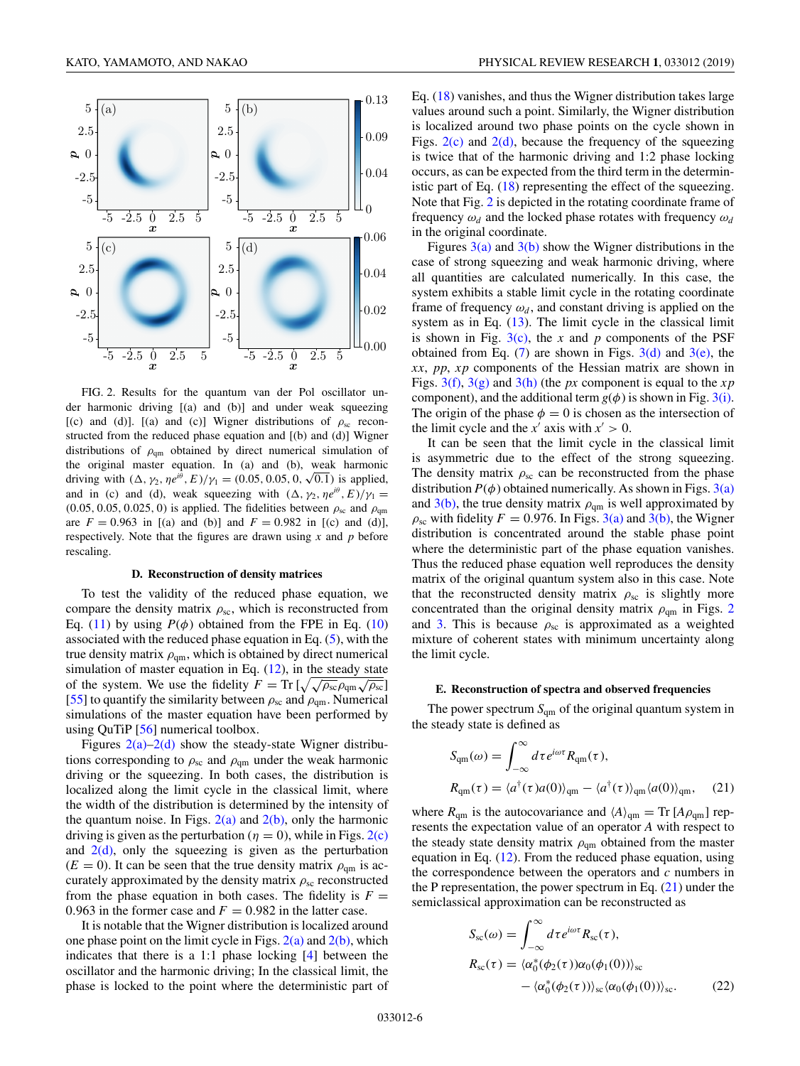FIG. 2. Results for the quantum van der Pol oscillator under harmonic driving [(a) and (b)] and under weak squeezing [(c) and (d)]. [(a) and (c)] Wigner distributions of $\rho_{\rm sc}$ reconstructed from the reduced phase equation and [(b) and (d)] Wigner distributions of $\rho_{\rm qm}$ obtained by direct numerical simulation of the original master equation. In (a) and (b), weak harmonic driving with $(\Delta, \gamma_2, \eta e^{i\theta}, E)/\gamma_1 = (0.05, 0.05, 0, \sqrt{0.1})$ is applied, and in (c) and (d), weak squeezing with $(\Delta, \gamma_2, \eta e^{i\theta}, E)/\gamma_1 = (0.05, 0.05, 0.025, 0)$ is applied. The fidelities between $\rho_{\rm sc}$ and $\rho_{\rm qm}$ are $F = 0.963$ in [(a) and (b)] and $F = 0.982$ in [(c) and (d)], respectively. Note that the figures are drawn using $x$ and $p$ before rescaling.

### D. Reconstruction of density matrices

To test the validity of the reduced phase equation, we compare the density matrix $\rho_{\rm sc}$, which is reconstructed from Eq. (11) by using $P(\phi)$ obtained from the FPE in Eq. (10) associated with the reduced phase equation in Eq. (5), with the true density matrix $\rho_{\rm qm}$, which is obtained by direct numerical simulation of master equation in Eq. (12), in the steady state of the system. We use the fidelity $F = {\rm Tr}\,[\sqrt{\sqrt{\rho_{\rm sc}}\rho_{\rm qm}\sqrt{\rho_{\rm sc}}}]$ [55] to quantify the similarity between $\rho_{\rm sc}$ and $\rho_{\rm qm}$. Numerical simulations of the master equation have been performed by using QuTiP [56] numerical toolbox.

Figures 2(a)–2(d) show the steady-state Wigner distributions corresponding to $\rho_{\rm sc}$ and $\rho_{\rm qm}$ under the weak harmonic driving or the squeezing. In both cases, the distribution is localized along the limit cycle in the classical limit, where the width of the distribution is determined by the intensity of the quantum noise. In Figs. 2(a) and 2(b), only the harmonic driving is given as the perturbation ($\eta = 0$), while in Figs. 2(c) and 2(d), only the squeezing is given as the perturbation ($E = 0$). It can be seen that the true density matrix $\rho_{\rm qm}$ is accurately approximated by the density matrix $\rho_{\rm sc}$ reconstructed from the phase equation in both cases. The fidelity is $F = 0.963$ in the former case and $F = 0.982$ in the latter case.

It is notable that the Wigner distribution is localized around one phase point on the limit cycle in Figs. 2(a) and 2(b), which indicates that there is a 1:1 phase locking [4] between the oscillator and the harmonic driving; In the classical limit, the phase is locked to the point where the deterministic part of Eq. (18) vanishes, and thus the Wigner distribution takes large values around such a point. Similarly, the Wigner distribution is localized around two phase points on the cycle shown in Figs. 2(c) and 2(d), because the frequency of the squeezing is twice that of the harmonic driving and 1:2 phase locking occurs, as can be expected from the third term in the deterministic part of Eq. (18) representing the effect of the squeezing. Note that Fig. 2 is depicted in the rotating coordinate frame of frequency $\omega_d$ and the locked phase rotates with frequency $\omega_d$ in the original coordinate.

Figures 3(a) and 3(b) show the Wigner distributions in the case of strong squeezing and weak harmonic driving, where all quantities are calculated numerically. In this case, the system exhibits a stable limit cycle in the rotating coordinate frame of frequency $\omega_d$, and constant driving is applied on the system as in Eq. (13). The limit cycle in the classical limit is shown in Fig. 3(c), the $x$ and $p$ components of the PSF obtained from Eq. (7) are shown in Figs. 3(d) and 3(e), the $xx$, $pp$, $xp$ components of the Hessian matrix are shown in Figs. 3(f), 3(g) and 3(h) (the $px$ component is equal to the $xp$ component), and the additional term $g(\phi)$ is shown in Fig. 3(i). The origin of the phase $\phi = 0$ is chosen as the intersection of the limit cycle and the $x'$ axis with $x' > 0$.

It can be seen that the limit cycle in the classical limit is asymmetric due to the effect of the strong squeezing. The density matrix $\rho_{\rm sc}$ can be reconstructed from the phase distribution $P(\phi)$ obtained numerically. As shown in Figs. 3(a) and 3(b), the true density matrix $\rho_{\rm qm}$ is well approximated by $\rho_{\rm sc}$ with fidelity $F = 0.976$. In Figs. 3(a) and 3(b), the Wigner distribution is concentrated around the stable phase point where the deterministic part of the phase equation vanishes. Thus the reduced phase equation well reproduces the density matrix of the original quantum system also in this case. Note that the reconstructed density matrix $\rho_{\rm sc}$ is slightly more concentrated than the original density matrix $\rho_{\rm qm}$ in Figs. 2 and 3. This is because $\rho_{\rm sc}$ is approximated as a weighted mixture of coherent states with minimum uncertainty along the limit cycle.

### E. Reconstruction of spectra and observed frequencies

The power spectrum $S_{\rm qm}$ of the original quantum system in the steady state is defined as

$$
\begin{aligned}
S_{\rm qm}(\omega) &= \int_{-\infty}^{\infty} d\tau e^{i\omega\tau} R_{\rm qm}(\tau), \\
R_{\rm qm}(\tau) &= \langle a^\dagger(\tau) a(0)\rangle_{\rm qm} - \langle a^\dagger(\tau)\rangle_{\rm qm}\langle a(0)\rangle_{\rm qm}, \qquad (21)
\end{aligned}
$$

where $R_{\rm qm}$ is the autocovariance and $\langle A\rangle_{\rm qm} = {\rm Tr}\,[A\rho_{\rm qm}]$ represents the expectation value of an operator $A$ with respect to the steady state density matrix $\rho_{\rm qm}$ obtained from the master equation in Eq. (12). From the reduced phase equation, using the correspondence between the operators and $c$ numbers in the P representation, the power spectrum in Eq. (21) under the semiclassical approximation can be reconstructed as

$$
\begin{aligned}
S_{\rm sc}(\omega) &= \int_{-\infty}^{\infty} d\tau e^{i\omega\tau} R_{\rm sc}(\tau), \\
R_{\rm sc}(\tau) &= \langle \alpha_0^*(\phi_2(\tau))\alpha_0(\phi_1(0))\rangle_{\rm sc} \\
&\quad - \langle \alpha_0^*(\phi_2(\tau))\rangle_{\rm sc}\langle \alpha_0(\phi_1(0))\rangle_{\rm sc}. \qquad (22)
\end{aligned}
$$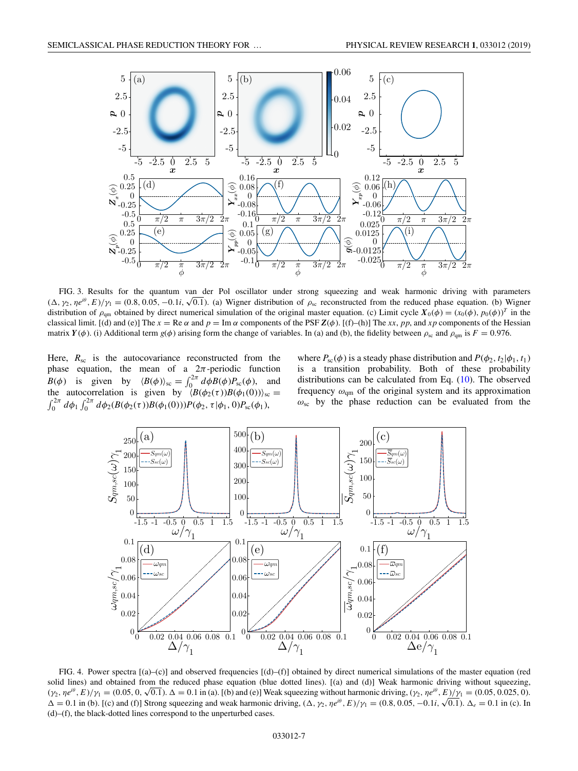FIG. 3. Results for the quantum van der Pol oscillator under strong squeezing and weak harmonic driving with parameters $(\Delta, \gamma_2, \eta e^{i\theta}, E)/\gamma_1 = (0.8, 0.05, -0.1i, \sqrt{0.1})$. (a) Wigner distribution of $\rho_{\rm sc}$ reconstructed from the reduced phase equation. (b) Wigner distribution of $\rho_{\rm qm}$ obtained by direct numerical simulation of the original master equation. (c) Limit cycle $\boldsymbol{X}_0(\phi) = (x_0(\phi), p_0(\phi))^T$ in the classical limit. [(d) and (e)] The $x = {\rm Re}\,\alpha$ and $p = {\rm Im}\,\alpha$ components of the PSF $\boldsymbol{Z}(\phi)$. [(f)–(h)] The $xx$, $pp$, and $xp$ components of the Hessian matrix $\boldsymbol{Y}(\phi)$. (i) Additional term $g(\phi)$ arising form the change of variables. In (a) and (b), the fidelity between $\rho_{\rm sc}$ and $\rho_{\rm qm}$ is $F = 0.976$.

Here, $R_{\rm sc}$ is the autocovariance reconstructed from the phase equation, the mean of a $2\pi$-periodic function $B(\phi)$ is given by $\langle B(\phi)\rangle_{\rm sc} = \int_0^{2\pi} d\phi B(\phi) P_{\rm sc}(\phi)$, and the autocorrelation is given by $\langle B(\phi_2(\tau))B(\phi_1(0))\rangle_{\rm sc} = \int_0^{2\pi} d\phi_1 \int_0^{2\pi} d\phi_2 (B(\phi_2(\tau))B(\phi_1(0)))P(\phi_2, \tau|\phi_1, 0)P_{\rm sc}(\phi_1)$, where $P_{\rm sc}(\phi)$ is a steady phase distribution and $P(\phi_2, t_2|\phi_1, t_1)$ is a transition probability. Both of these probability distributions can be calculated from Eq. (10). The observed frequency $\omega_{\rm qm}$ of the original system and its approximation $\omega_{\rm sc}$ by the phase reduction can be evaluated from the

FIG. 4. Power spectra [(a)–(c)] and observed frequencies [(d)–(f)] obtained by direct numerical simulations of the master equation (red solid lines) and obtained from the reduced phase equation (blue dotted lines). [(a) and (d)] Weak harmonic driving without squeezing, $(\gamma_2, \eta e^{i\theta}, E)/\gamma_1 = (0.05, 0, \sqrt{0.1})$. $\Delta = 0.1$ in (a). [(b) and (e)] Weak squeezing without harmonic driving, $(\gamma_2, \eta e^{i\theta}, E)/\gamma_1 = (0.05, 0.025, 0)$. $\Delta = 0.1$ in (b). [(c) and (f)] Strong squeezing and weak harmonic driving, $(\Delta, \gamma_2, \eta e^{i\theta}, E)/\gamma_1 = (0.8, 0.05, -0.1i, \sqrt{0.1})$. $\Delta_e = 0.1$ in (c). In (d)–(f), the black-dotted lines correspond to the unperturbed cases.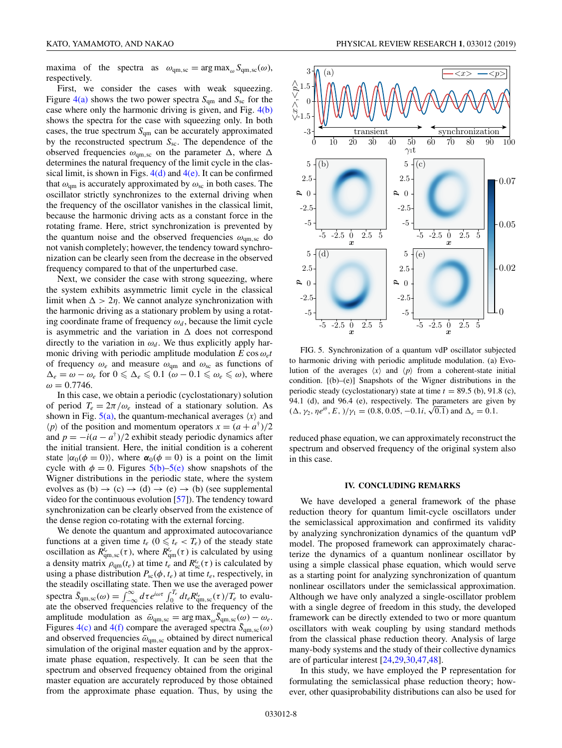maxima of the spectra as $\omega_{\rm qm,sc} = \arg\max_\omega S_{\rm qm,sc}(\omega)$, respectively.

First, we consider the cases with weak squeezing. Figure 4(a) shows the two power spectra $S_{\rm qm}$ and $S_{\rm sc}$ for the case where only the harmonic driving is given, and Fig. 4(b) shows the spectra for the case with squeezing only. In both cases, the true spectrum $S_{\rm qm}$ can be accurately approximated by the reconstructed spectrum $S_{\rm sc}$. The dependence of the observed frequencies $\omega_{\rm qm,sc}$ on the parameter $\Delta$, where $\Delta$ determines the natural frequency of the limit cycle in the classical limit, is shown in Figs. 4(d) and 4(e). It can be confirmed that $\omega_{\rm qm}$ is accurately approximated by $\omega_{\rm sc}$ in both cases. The oscillator strictly synchronizes to the external driving when the frequency of the oscillator vanishes in the classical limit, because the harmonic driving acts as a constant force in the rotating frame. Here, strict synchronization is prevented by the quantum noise and the observed frequencies $\omega_{\rm qm,sc}$ do not vanish completely; however, the tendency toward synchronization can be clearly seen from the decrease in the observed frequency compared to that of the unperturbed case.

Next, we consider the case with strong squeezing, where the system exhibits asymmetric limit cycle in the classical limit when $\Delta > 2\eta$. We cannot analyze synchronization with the harmonic driving as a stationary problem by using a rotating coordinate frame of frequency $\omega_d$, because the limit cycle is asymmetric and the variation in $\Delta$ does not correspond directly to the variation in $\omega_d$. We thus explicitly apply harmonic driving with periodic amplitude modulation $E\cos\omega_e t$ of frequency $\omega_e$ and measure $\omega_{\rm qm}$ and $\omega_{\rm sc}$ as functions of $\Delta_e = \omega - \omega_e$ for $0 \leqslant \Delta_e \leqslant 0.1$ $(\omega - 0.1 \leqslant \omega_e \leqslant \omega)$, where $\omega = 0.7746$.

In this case, we obtain a periodic (cyclostationary) solution of period $T_e = 2\pi/\omega_e$ instead of a stationary solution. As shown in Fig. 5(a), the quantum-mechanical averages $\langle x\rangle$ and $\langle p\rangle$ of the position and momentum operators $x = (a + a^\dagger)/2$ and $p = -i(a - a^\dagger)/2$ exhibit steady periodic dynamics after the initial transient. Here, the initial condition is a coherent state $|\alpha_0(\phi = 0)\rangle$, where $\boldsymbol{\alpha}_0(\phi = 0)$ is a point on the limit cycle with $\phi = 0$. Figures 5(b)–5(e) show snapshots of the Wigner distributions in the periodic state, where the system evolves as (b) → (c) → (d) → (e) → (b) (see supplemental video for the continuous evolution [57]). The tendency toward synchronization can be clearly observed from the existence of the dense region co-rotating with the external forcing.

We denote the quantum and approximated autocovariance functions at a given time $t_e$ $(0 \leqslant t_e < T_e)$ of the steady state oscillation as $R^{t_e}_{\rm qm,sc}(\tau)$, where $R^{t_e}_{\rm qm}(\tau)$ is calculated by using a density matrix $\rho_{\rm qm}(t_e)$ at time $t_e$ and $R^{t_e}_{\rm sc}(\tau)$ is calculated by using a phase distribution $P_{\rm sc}(\phi, t_e)$ at time $t_e$, respectively, in the steadily oscillating state. Then we use the averaged power spectra $\bar{S}_{\rm qm,sc}(\omega) = \int_{-\infty}^{\infty} d\tau e^{i\omega\tau}\int_0^{T_e} dt_e R^{t_e}_{\rm qm,sc}(\tau)/T_e$ to evaluate the observed frequencies relative to the frequency of the amplitude modulation as $\bar{\omega}_{\rm qm,sc} = \arg\max_\omega \bar{S}_{\rm qm,sc}(\omega) - \omega_e$. Figures 4(c) and 4(f) compare the averaged spectra $\bar{S}_{\rm qm,sc}(\omega)$ and observed frequencies $\bar{\omega}_{\rm qm,sc}$ obtained by direct numerical simulation of the original master equation and by the approximate phase equation, respectively. It can be seen that the spectrum and observed frequency obtained from the original master equation are accurately reproduced by those obtained from the approximate phase equation. Thus, by using the reduced phase equation, we can approximately reconstruct the spectrum and observed frequency of the original system also in this case.

FIG. 5. Synchronization of a quantum vdP oscillator subjected to harmonic driving with periodic amplitude modulation. (a) Evolution of the averages $\langle x\rangle$ and $\langle p\rangle$ from a coherent-state initial condition. [(b)–(e)] Snapshots of the Wigner distributions in the periodic steady (cyclostationary) state at time $t = 89.5$ (b), 91.8 (c), 94.1 (d), and 96.4 (e), respectively. The parameters are given by $(\Delta, \gamma_2, \eta e^{i\theta}, E, )/\gamma_1 = (0.8, 0.05, -0.1i, \sqrt{0.1})$ and $\Delta_e = 0.1$.

## IV. CONCLUDING REMARKS

We have developed a general framework of the phase reduction theory for quantum limit-cycle oscillators under the semiclassical approximation and confirmed its validity by analyzing synchronization dynamics of the quantum vdP model. The proposed framework can approximately characterize the dynamics of a quantum nonlinear oscillator by using a simple classical phase equation, which would serve as a starting point for analyzing synchronization of quantum nonlinear oscillators under the semiclassical approximation. Although we have only analyzed a single-oscillator problem with a single degree of freedom in this study, the developed framework can be directly extended to two or more quantum oscillators with weak coupling by using standard methods from the classical phase reduction theory. Analysis of large many-body systems and the study of their collective dynamics are of particular interest [24,29,30,47,48].

In this study, we have employed the P representation for formulating the semiclassical phase reduction theory; however, other quasiprobability distributions can also be used for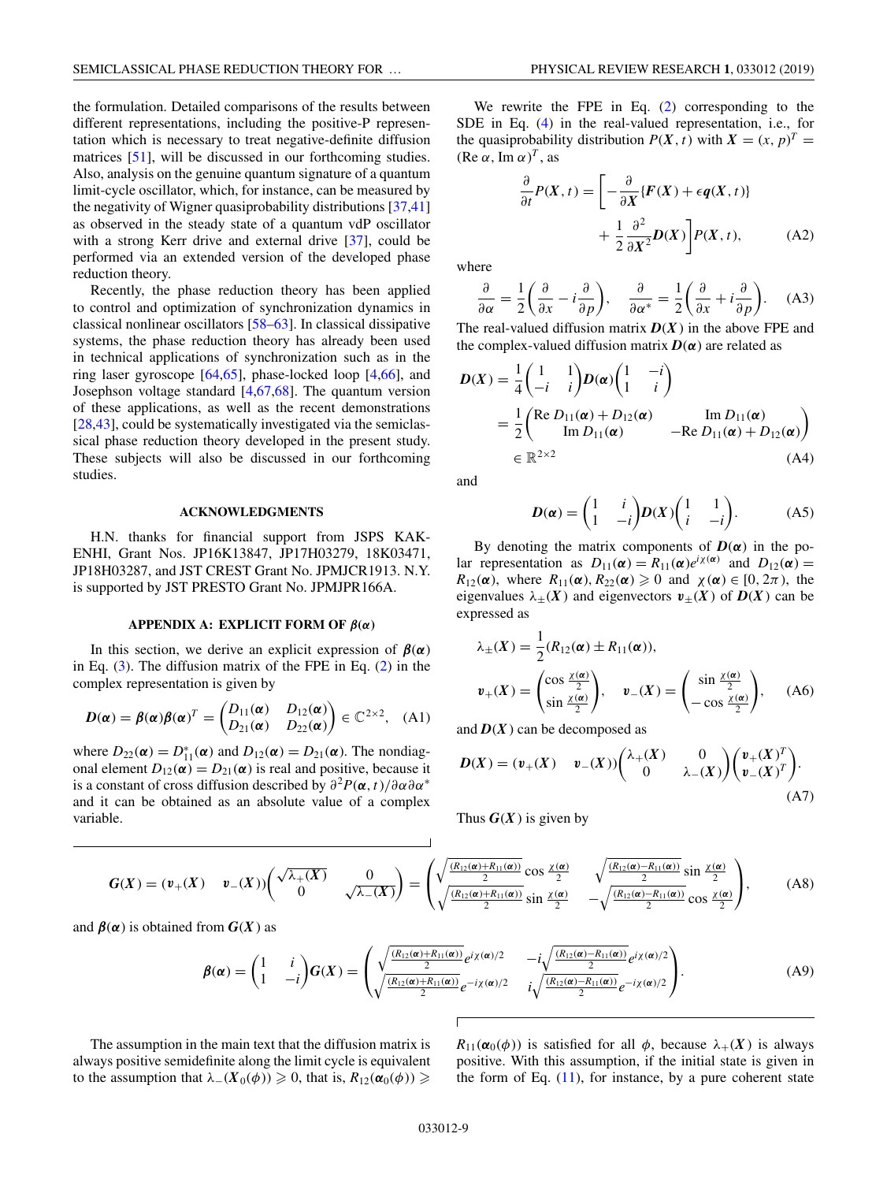the formulation. Detailed comparisons of the results between different representations, including the positive-P representation which is necessary to treat negative-definite diffusion matrices [51], will be discussed in our forthcoming studies. Also, analysis on the genuine quantum signature of a quantum limit-cycle oscillator, which, for instance, can be measured by the negativity of Wigner quasiprobability distributions [37,41] as observed in the steady state of a quantum vdP oscillator with a strong Kerr drive and external drive [37], could be performed via an extended version of the developed phase reduction theory.

Recently, the phase reduction theory has been applied to control and optimization of synchronization dynamics in classical nonlinear oscillators [58–63]. In classical dissipative systems, the phase reduction theory has already been used in technical applications of synchronization such as in the ring laser gyroscope [64,65], phase-locked loop [4,66], and Josephson voltage standard [4,67,68]. The quantum version of these applications, as well as the recent demonstrations [28,43], could be systematically investigated via the semiclassical phase reduction theory developed in the present study. These subjects will also be discussed in our forthcoming studies.

## ACKNOWLEDGMENTS

H.N. thanks for financial support from JSPS KAKENHI, Grant Nos. JP16K13847, JP17H03279, 18K03471, JP18H03287, and JST CREST Grant No. JPMJCR1913. N.Y. is supported by JST PRESTO Grant No. JPMJPR166A.

## APPENDIX A: EXPLICIT FORM OF $\boldsymbol{\beta}(\boldsymbol{\alpha})$

In this section, we derive an explicit expression of $\boldsymbol{\beta}(\boldsymbol{\alpha})$ in Eq. (3). The diffusion matrix of the FPE in Eq. (2) in the complex representation is given by

$$\boldsymbol{D}(\boldsymbol{\alpha}) = \boldsymbol{\beta}(\boldsymbol{\alpha})\boldsymbol{\beta}(\boldsymbol{\alpha})^T = \begin{pmatrix} D_{11}(\boldsymbol{\alpha}) & D_{12}(\boldsymbol{\alpha}) \\ D_{21}(\boldsymbol{\alpha}) & D_{22}(\boldsymbol{\alpha}) \end{pmatrix} \in \mathbb{C}^{2\times 2}, \quad \text{(A1)}$$

where $D_{22}(\boldsymbol{\alpha}) = D_{11}^*(\boldsymbol{\alpha})$ and $D_{12}(\boldsymbol{\alpha}) = D_{21}(\boldsymbol{\alpha})$. The nondiagonal element $D_{12}(\boldsymbol{\alpha}) = D_{21}(\boldsymbol{\alpha})$ is real and positive, because it is a constant of cross diffusion described by $\partial^2 P(\boldsymbol{\alpha}, t)/\partial\alpha\partial\alpha^*$ and it can be obtained as an absolute value of a complex variable.

We rewrite the FPE in Eq. (2) corresponding to the SDE in Eq. (4) in the real-valued representation, i.e., for the quasiprobability distribution $P(\boldsymbol{X}, t)$ with $\boldsymbol{X} = (x, p)^T = (\mathrm{Re}\,\alpha, \mathrm{Im}\,\alpha)^T$, as

$$\frac{\partial}{\partial t}P(\boldsymbol{X}, t) = \left[-\frac{\partial}{\partial \boldsymbol{X}}\{\boldsymbol{F}(\boldsymbol{X}) + \epsilon \boldsymbol{q}(\boldsymbol{X}, t)\} + \frac{1}{2}\frac{\partial^2}{\partial \boldsymbol{X}^2}\boldsymbol{D}(\boldsymbol{X})\right]P(\boldsymbol{X}, t), \quad \text{(A2)}$$

where

$$\frac{\partial}{\partial \alpha} = \frac{1}{2}\left(\frac{\partial}{\partial x} - i\frac{\partial}{\partial p}\right), \quad \frac{\partial}{\partial \alpha^*} = \frac{1}{2}\left(\frac{\partial}{\partial x} + i\frac{\partial}{\partial p}\right). \quad \text{(A3)}$$

The real-valued diffusion matrix $\boldsymbol{D}(\boldsymbol{X})$ in the above FPE and the complex-valued diffusion matrix $\boldsymbol{D}(\boldsymbol{\alpha})$ are related as

$$\begin{aligned}\boldsymbol{D}(\boldsymbol{X}) &= \frac{1}{4}\begin{pmatrix} 1 & 1 \\ -i & i \end{pmatrix}\boldsymbol{D}(\boldsymbol{\alpha})\begin{pmatrix} 1 & -i \\ 1 & i \end{pmatrix} \\ &= \frac{1}{2}\begin{pmatrix} \mathrm{Re}\,D_{11}(\boldsymbol{\alpha}) + D_{12}(\boldsymbol{\alpha}) & \mathrm{Im}\,D_{11}(\boldsymbol{\alpha}) \\ \mathrm{Im}\,D_{11}(\boldsymbol{\alpha}) & -\mathrm{Re}\,D_{11}(\boldsymbol{\alpha}) + D_{12}(\boldsymbol{\alpha}) \end{pmatrix} \\ &\in \mathbb{R}^{2\times 2} \end{aligned} \quad \text{(A4)}$$

and

$$\boldsymbol{D}(\boldsymbol{\alpha}) = \begin{pmatrix} 1 & i \\ 1 & -i \end{pmatrix}\boldsymbol{D}(\boldsymbol{X})\begin{pmatrix} 1 & 1 \\ i & -i \end{pmatrix}. \quad \text{(A5)}$$

By denoting the matrix components of $\boldsymbol{D}(\boldsymbol{\alpha})$ in the polar representation as $D_{11}(\boldsymbol{\alpha}) = R_{11}(\boldsymbol{\alpha})e^{i\chi(\boldsymbol{\alpha})}$ and $D_{12}(\boldsymbol{\alpha}) = R_{12}(\boldsymbol{\alpha})$, where $R_{11}(\boldsymbol{\alpha}), R_{22}(\boldsymbol{\alpha}) \geqslant 0$ and $\chi(\boldsymbol{\alpha}) \in [0, 2\pi)$, the eigenvalues $\lambda_\pm(\boldsymbol{X})$ and eigenvectors $\boldsymbol{v}_\pm(\boldsymbol{X})$ of $\boldsymbol{D}(\boldsymbol{X})$ can be expressed as

$$\lambda_\pm(\boldsymbol{X}) = \frac{1}{2}(R_{12}(\boldsymbol{\alpha}) \pm R_{11}(\boldsymbol{\alpha})),$$
$$\boldsymbol{v}_+(\boldsymbol{X}) = \begin{pmatrix} \cos\frac{\chi(\boldsymbol{\alpha})}{2} \\ \sin\frac{\chi(\boldsymbol{\alpha})}{2} \end{pmatrix}, \quad \boldsymbol{v}_-(\boldsymbol{X}) = \begin{pmatrix} \sin\frac{\chi(\boldsymbol{\alpha})}{2} \\ -\cos\frac{\chi(\boldsymbol{\alpha})}{2} \end{pmatrix}, \quad \text{(A6)}$$

and $\boldsymbol{D}(\boldsymbol{X})$ can be decomposed as

$$\boldsymbol{D}(\boldsymbol{X}) = (\boldsymbol{v}_+(\boldsymbol{X}) \quad \boldsymbol{v}_-(\boldsymbol{X}))\begin{pmatrix} \lambda_+(\boldsymbol{X}) & 0 \\ 0 & \lambda_-(\boldsymbol{X}) \end{pmatrix}\begin{pmatrix} \boldsymbol{v}_+(\boldsymbol{X})^T \\ \boldsymbol{v}_-(\boldsymbol{X})^T \end{pmatrix}. \quad \text{(A7)}$$

Thus $\boldsymbol{G}(\boldsymbol{X})$ is given by

$$\boldsymbol{G}(\boldsymbol{X}) = (\boldsymbol{v}_+(\boldsymbol{X}) \quad \boldsymbol{v}_-(\boldsymbol{X}))\begin{pmatrix} \sqrt{\lambda_+(\boldsymbol{X})} & 0 \\ 0 & \sqrt{\lambda_-(\boldsymbol{X})} \end{pmatrix} = \begin{pmatrix} \sqrt{\frac{(R_{12}(\boldsymbol{\alpha})+R_{11}(\boldsymbol{\alpha}))}{2}}\cos\frac{\chi(\boldsymbol{\alpha})}{2} & \sqrt{\frac{(R_{12}(\boldsymbol{\alpha})-R_{11}(\boldsymbol{\alpha}))}{2}}\sin\frac{\chi(\boldsymbol{\alpha})}{2} \\ \sqrt{\frac{(R_{12}(\boldsymbol{\alpha})+R_{11}(\boldsymbol{\alpha}))}{2}}\sin\frac{\chi(\boldsymbol{\alpha})}{2} & -\sqrt{\frac{(R_{12}(\boldsymbol{\alpha})-R_{11}(\boldsymbol{\alpha}))}{2}}\cos\frac{\chi(\boldsymbol{\alpha})}{2} \end{pmatrix}, \quad \text{(A8)}$$

and $\boldsymbol{\beta}(\boldsymbol{\alpha})$ is obtained from $\boldsymbol{G}(\boldsymbol{X})$ as

$$\boldsymbol{\beta}(\boldsymbol{\alpha}) = \begin{pmatrix} 1 & i \\ 1 & -i \end{pmatrix}\boldsymbol{G}(\boldsymbol{X}) = \begin{pmatrix} \sqrt{\frac{(R_{12}(\boldsymbol{\alpha})+R_{11}(\boldsymbol{\alpha}))}{2}}e^{i\chi(\boldsymbol{\alpha})/2} & -i\sqrt{\frac{(R_{12}(\boldsymbol{\alpha})-R_{11}(\boldsymbol{\alpha}))}{2}}e^{i\chi(\boldsymbol{\alpha})/2} \\ \sqrt{\frac{(R_{12}(\boldsymbol{\alpha})+R_{11}(\boldsymbol{\alpha}))}{2}}e^{-i\chi(\boldsymbol{\alpha})/2} & i\sqrt{\frac{(R_{12}(\boldsymbol{\alpha})-R_{11}(\boldsymbol{\alpha}))}{2}}e^{-i\chi(\boldsymbol{\alpha})/2} \end{pmatrix}. \quad \text{(A9)}$$

The assumption in the main text that the diffusion matrix is always positive semidefinite along the limit cycle is equivalent to the assumption that $\lambda_-(\boldsymbol{X}_0(\phi)) \geqslant 0$, that is, $R_{12}(\boldsymbol{\alpha}_0(\phi)) \geqslant R_{11}(\boldsymbol{\alpha}_0(\phi))$ is satisfied for all $\phi$, because $\lambda_+(\boldsymbol{X})$ is always positive. With this assumption, if the initial state is given in the form of Eq. (11), for instance, by a pure coherent state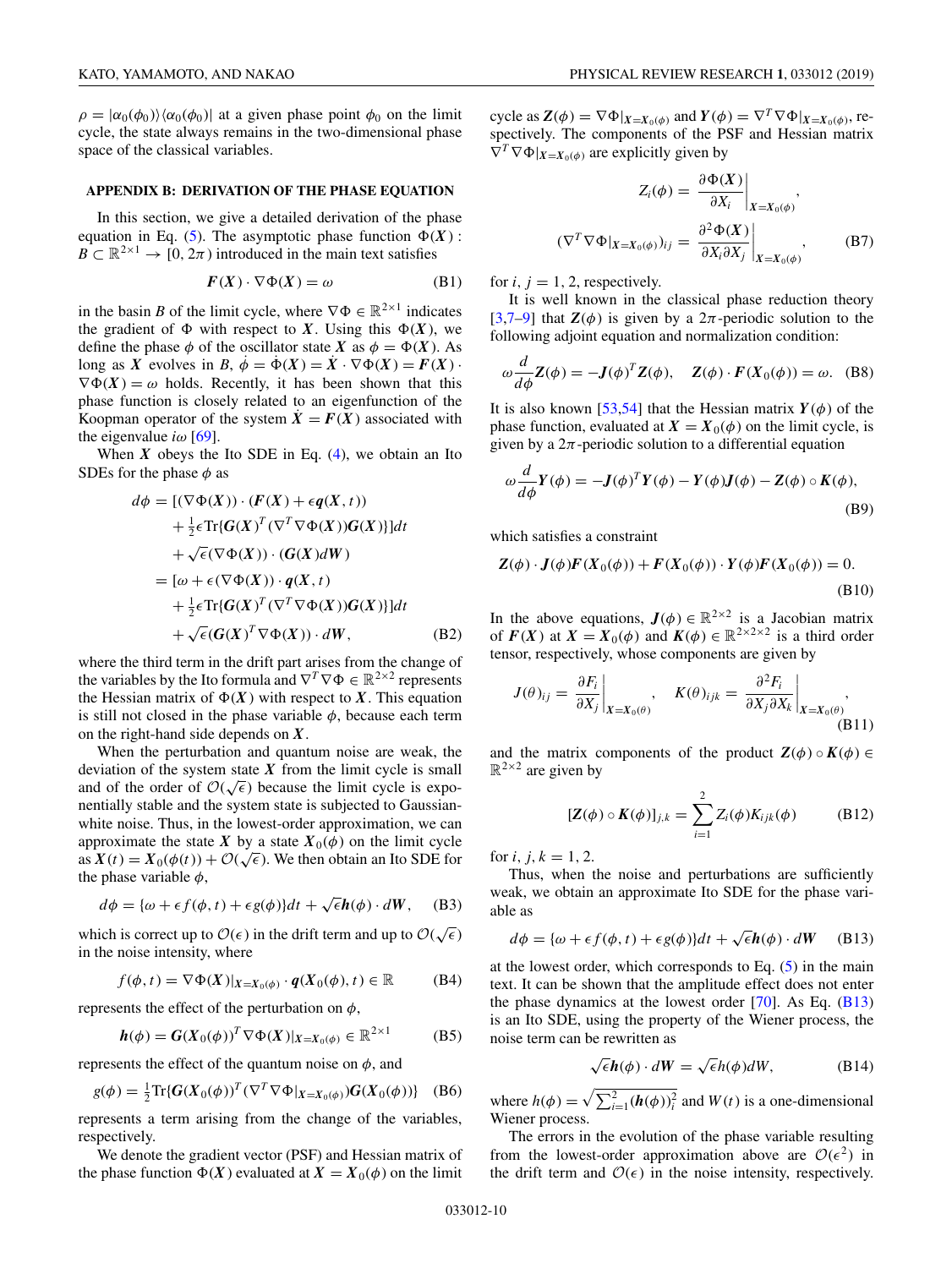$\rho = |\alpha_0(\phi_0)\rangle\langle\alpha_0(\phi_0)|$ at a given phase point $\phi_0$ on the limit cycle, the state always remains in the two-dimensional phase space of the classical variables.

### APPENDIX B: DERIVATION OF THE PHASE EQUATION

In this section, we give a detailed derivation of the phase equation in Eq. (5). The asymptotic phase function $\Phi(\boldsymbol{X}) : B \subset \mathbb{R}^{2\times 1} \to [0, 2\pi)$ introduced in the main text satisfies

$$\boldsymbol{F}(\boldsymbol{X}) \cdot \nabla\Phi(\boldsymbol{X}) = \omega \tag{B1}$$

in the basin $B$ of the limit cycle, where $\nabla\Phi \in \mathbb{R}^{2\times 1}$ indicates the gradient of $\Phi$ with respect to $\boldsymbol{X}$. Using this $\Phi(\boldsymbol{X})$, we define the phase $\phi$ of the oscillator state $\boldsymbol{X}$ as $\phi = \Phi(\boldsymbol{X})$. As long as $\boldsymbol{X}$ evolves in $B$, $\dot{\phi} = \dot{\Phi}(\boldsymbol{X}) = \dot{\boldsymbol{X}} \cdot \nabla\Phi(\boldsymbol{X}) = \boldsymbol{F}(\boldsymbol{X}) \cdot \nabla\Phi(\boldsymbol{X}) = \omega$ holds. Recently, it has been shown that this phase function is closely related to an eigenfunction of the Koopman operator of the system $\dot{\boldsymbol{X}} = \boldsymbol{F}(\boldsymbol{X})$ associated with the eigenvalue $i\omega$ [69].

When $\boldsymbol{X}$ obeys the Ito SDE in Eq. (4), we obtain an Ito SDEs for the phase $\phi$ as

$$\begin{aligned}
d\phi &= [(\nabla\Phi(\boldsymbol{X})) \cdot (\boldsymbol{F}(\boldsymbol{X}) + \epsilon \boldsymbol{q}(\boldsymbol{X}, t)) \\
&\quad + \tfrac{1}{2}\epsilon \mathrm{Tr}\{\boldsymbol{G}(\boldsymbol{X})^T(\nabla^T\nabla\Phi(\boldsymbol{X}))\boldsymbol{G}(\boldsymbol{X})\}]dt \\
&\quad + \sqrt{\epsilon}(\nabla\Phi(\boldsymbol{X})) \cdot (\boldsymbol{G}(\boldsymbol{X})d\boldsymbol{W}) \\
&= [\omega + \epsilon(\nabla\Phi(\boldsymbol{X})) \cdot \boldsymbol{q}(\boldsymbol{X}, t) \\
&\quad + \tfrac{1}{2}\epsilon \mathrm{Tr}\{\boldsymbol{G}(\boldsymbol{X})^T(\nabla^T\nabla\Phi(\boldsymbol{X}))\boldsymbol{G}(\boldsymbol{X})\}]dt \\
&\quad + \sqrt{\epsilon}(\boldsymbol{G}(\boldsymbol{X})^T\nabla\Phi(\boldsymbol{X})) \cdot d\boldsymbol{W},
\end{aligned} \tag{B2}$$

where the third term in the drift part arises from the change of the variables by the Ito formula and $\nabla^T\nabla\Phi \in \mathbb{R}^{2\times 2}$ represents the Hessian matrix of $\Phi(\boldsymbol{X})$ with respect to $\boldsymbol{X}$. This equation is still not closed in the phase variable $\phi$, because each term on the right-hand side depends on $\boldsymbol{X}$.

When the perturbation and quantum noise are weak, the deviation of the system state $\boldsymbol{X}$ from the limit cycle is small and of the order of $\mathcal{O}(\sqrt{\epsilon})$ because the limit cycle is exponentially stable and the system state is subjected to Gaussian-white noise. Thus, in the lowest-order approximation, we can approximate the state $\boldsymbol{X}$ by a state $\boldsymbol{X}_0(\phi)$ on the limit cycle as $\boldsymbol{X}(t) = \boldsymbol{X}_0(\phi(t)) + \mathcal{O}(\sqrt{\epsilon})$. We then obtain an Ito SDE for the phase variable $\phi$,

$$d\phi = \{\omega + \epsilon f(\phi, t) + \epsilon g(\phi)\}dt + \sqrt{\epsilon}\boldsymbol{h}(\phi) \cdot d\boldsymbol{W}, \tag{B3}$$

which is correct up to $\mathcal{O}(\epsilon)$ in the drift term and up to $\mathcal{O}(\sqrt{\epsilon})$ in the noise intensity, where

$$f(\phi, t) = \nabla\Phi(\boldsymbol{X})|_{\boldsymbol{X}=\boldsymbol{X}_0(\phi)} \cdot \boldsymbol{q}(\boldsymbol{X}_0(\phi), t) \in \mathbb{R} \tag{B4}$$

represents the effect of the perturbation on $\phi$,

$$\boldsymbol{h}(\phi) = \boldsymbol{G}(\boldsymbol{X}_0(\phi))^T\nabla\Phi(\boldsymbol{X})|_{\boldsymbol{X}=\boldsymbol{X}_0(\phi)} \in \mathbb{R}^{2\times 1} \tag{B5}$$

represents the effect of the quantum noise on $\phi$, and

$$g(\phi) = \tfrac{1}{2}\mathrm{Tr}\{\boldsymbol{G}(\boldsymbol{X}_0(\phi))^T(\nabla^T\nabla\Phi|_{\boldsymbol{X}=\boldsymbol{X}_0(\phi)})\boldsymbol{G}(\boldsymbol{X}_0(\phi))\} \tag{B6}$$

represents a term arising from the change of the variables, respectively.

We denote the gradient vector (PSF) and Hessian matrix of the phase function $\Phi(\boldsymbol{X})$ evaluated at $\boldsymbol{X} = \boldsymbol{X}_0(\phi)$ on the limit cycle as $\boldsymbol{Z}(\phi) = \nabla\Phi|_{\boldsymbol{X}=\boldsymbol{X}_0(\phi)}$ and $\boldsymbol{Y}(\phi) = \nabla^T\nabla\Phi|_{\boldsymbol{X}=\boldsymbol{X}_0(\phi)}$, respectively. The components of the PSF and Hessian matrix $\nabla^T\nabla\Phi|_{\boldsymbol{X}=\boldsymbol{X}_0(\phi)}$ are explicitly given by

$$\begin{aligned}
Z_i(\phi) &= \left.\frac{\partial\Phi(\boldsymbol{X})}{\partial X_i}\right|_{\boldsymbol{X}=\boldsymbol{X}_0(\phi)}, \\
(\nabla^T\nabla\Phi|_{\boldsymbol{X}=\boldsymbol{X}_0(\phi)})_{ij} &= \left.\frac{\partial^2\Phi(\boldsymbol{X})}{\partial X_i \partial X_j}\right|_{\boldsymbol{X}=\boldsymbol{X}_0(\phi)},
\end{aligned} \tag{B7}$$

for $i, j = 1, 2$, respectively.

It is well known in the classical phase reduction theory [3,7–9] that $\boldsymbol{Z}(\phi)$ is given by a $2\pi$-periodic solution to the following adjoint equation and normalization condition:

$$\omega\frac{d}{d\phi}\boldsymbol{Z}(\phi) = -\boldsymbol{J}(\phi)^T\boldsymbol{Z}(\phi), \quad \boldsymbol{Z}(\phi) \cdot \boldsymbol{F}(\boldsymbol{X}_0(\phi)) = \omega. \tag{B8}$$

It is also known [53,54] that the Hessian matrix $\boldsymbol{Y}(\phi)$ of the phase function, evaluated at $\boldsymbol{X} = \boldsymbol{X}_0(\phi)$ on the limit cycle, is given by a $2\pi$-periodic solution to a differential equation

$$\omega\frac{d}{d\phi}\boldsymbol{Y}(\phi) = -\boldsymbol{J}(\phi)^T\boldsymbol{Y}(\phi) - \boldsymbol{Y}(\phi)\boldsymbol{J}(\phi) - \boldsymbol{Z}(\phi) \circ \boldsymbol{K}(\phi), \tag{B9}$$

which satisfies a constraint

$$\boldsymbol{Z}(\phi) \cdot \boldsymbol{J}(\phi)\boldsymbol{F}(\boldsymbol{X}_0(\phi)) + \boldsymbol{F}(\boldsymbol{X}_0(\phi)) \cdot \boldsymbol{Y}(\phi)\boldsymbol{F}(\boldsymbol{X}_0(\phi)) = 0. \tag{B10}$$

In the above equations, $\boldsymbol{J}(\phi) \in \mathbb{R}^{2\times 2}$ is a Jacobian matrix of $\boldsymbol{F}(\boldsymbol{X})$ at $\boldsymbol{X} = \boldsymbol{X}_0(\phi)$ and $\boldsymbol{K}(\phi) \in \mathbb{R}^{2\times 2\times 2}$ is a third order tensor, respectively, whose components are given by

$$J(\theta)_{ij} = \left.\frac{\partial F_i}{\partial X_j}\right|_{\boldsymbol{X}=\boldsymbol{X}_0(\theta)}, \quad K(\theta)_{ijk} = \left.\frac{\partial^2 F_i}{\partial X_j \partial X_k}\right|_{\boldsymbol{X}=\boldsymbol{X}_0(\theta)}, \tag{B11}$$

and the matrix components of the product $\boldsymbol{Z}(\phi) \circ \boldsymbol{K}(\phi) \in \mathbb{R}^{2\times 2}$ are given by

$$[\boldsymbol{Z}(\phi) \circ \boldsymbol{K}(\phi)]_{j,k} = \sum_{i=1}^{2} Z_i(\phi)K_{ijk}(\phi) \tag{B12}$$

for $i, j, k = 1, 2$.

Thus, when the noise and perturbations are sufficiently weak, we obtain an approximate Ito SDE for the phase variable as

$$d\phi = \{\omega + \epsilon f(\phi, t) + \epsilon g(\phi)\}dt + \sqrt{\epsilon}\boldsymbol{h}(\phi) \cdot d\boldsymbol{W} \tag{B13}$$

at the lowest order, which corresponds to Eq. (5) in the main text. It can be shown that the amplitude effect does not enter the phase dynamics at the lowest order [70]. As Eq. (B13) is an Ito SDE, using the property of the Wiener process, the noise term can be rewritten as

$$\sqrt{\epsilon}\boldsymbol{h}(\phi) \cdot d\boldsymbol{W} = \sqrt{\epsilon}h(\phi)dW, \tag{B14}$$

where $h(\phi) = \sqrt{\sum_{i=1}^{2}(\boldsymbol{h}(\phi))_i^2}$ and $W(t)$ is a one-dimensional Wiener process.

The errors in the evolution of the phase variable resulting from the lowest-order approximation above are $\mathcal{O}(\epsilon^2)$ in the drift term and $\mathcal{O}(\epsilon)$ in the noise intensity, respectively.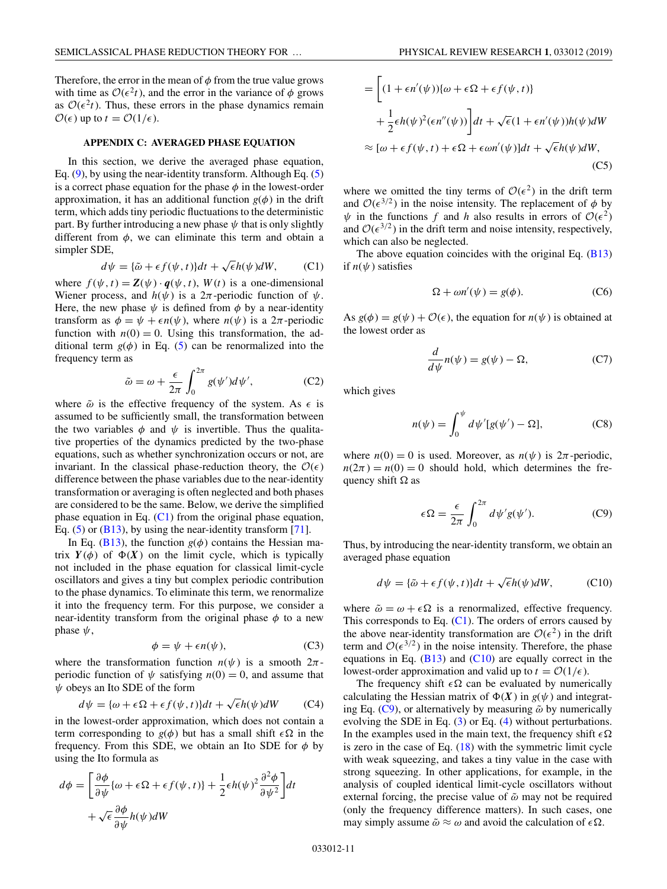Therefore, the error in the mean of $\phi$ from the true value grows with time as $\mathcal{O}(\epsilon^2 t)$, and the error in the variance of $\phi$ grows as $\mathcal{O}(\epsilon^2 t)$. Thus, these errors in the phase dynamics remain $\mathcal{O}(\epsilon)$ up to $t = \mathcal{O}(1/\epsilon)$.

## APPENDIX C: AVERAGED PHASE EQUATION

In this section, we derive the averaged phase equation, Eq. (9), by using the near-identity transform. Although Eq. (5) is a correct phase equation for the phase $\phi$ in the lowest-order approximation, it has an additional function $g(\phi)$ in the drift term, which adds tiny periodic fluctuations to the deterministic part. By further introducing a new phase $\psi$ that is only slightly different from $\phi$, we can eliminate this term and obtain a simpler SDE,

$$d\psi = \{\tilde{\omega} + \epsilon f(\psi, t)\}dt + \sqrt{\epsilon}h(\psi)dW, \tag{C1}$$

where $f(\psi, t) = \boldsymbol{Z}(\psi) \cdot \boldsymbol{q}(\psi, t)$, $W(t)$ is a one-dimensional Wiener process, and $h(\psi)$ is a $2\pi$-periodic function of $\psi$. Here, the new phase $\psi$ is defined from $\phi$ by a near-identity transform as $\phi = \psi + \epsilon n(\psi)$, where $n(\psi)$ is a $2\pi$-periodic function with $n(0) = 0$. Using this transformation, the additional term $g(\phi)$ in Eq. (5) can be renormalized into the frequency term as

$$\tilde{\omega} = \omega + \frac{\epsilon}{2\pi}\int_0^{2\pi} g(\psi')d\psi', \tag{C2}$$

where $\tilde{\omega}$ is the effective frequency of the system. As $\epsilon$ is assumed to be sufficiently small, the transformation between the two variables $\phi$ and $\psi$ is invertible. Thus the qualitative properties of the dynamics predicted by the two-phase equations, such as whether synchronization occurs or not, are invariant. In the classical phase-reduction theory, the $\mathcal{O}(\epsilon)$ difference between the phase variables due to the near-identity transformation or averaging is often neglected and both phases are considered to be the same. Below, we derive the simplified phase equation in Eq. (C1) from the original phase equation, Eq. (5) or (B13), by using the near-identity transform [71].

In Eq. (B13), the function $g(\phi)$ contains the Hessian matrix $\boldsymbol{Y}(\phi)$ of $\Phi(\boldsymbol{X})$ on the limit cycle, which is typically not included in the phase equation for classical limit-cycle oscillators and gives a tiny but complex periodic contribution to the phase dynamics. To eliminate this term, we renormalize it into the frequency term. For this purpose, we consider a near-identity transform from the original phase $\phi$ to a new phase $\psi$,

$$\phi = \psi + \epsilon n(\psi), \tag{C3}$$

where the transformation function $n(\psi)$ is a smooth $2\pi$-periodic function of $\psi$ satisfying $n(0) = 0$, and assume that $\psi$ obeys an Ito SDE of the form

$$d\psi = \{\omega + \epsilon\Omega + \epsilon f(\psi, t)\}dt + \sqrt{\epsilon}h(\psi)dW \tag{C4}$$

in the lowest-order approximation, which does not contain a term corresponding to $g(\phi)$ but has a small shift $\epsilon\Omega$ in the frequency. From this SDE, we obtain an Ito SDE for $\phi$ by using the Ito formula as

$$\begin{aligned}
d\phi &= \left[\frac{\partial\phi}{\partial\psi}\{\omega + \epsilon\Omega + \epsilon f(\psi, t)\} + \frac{1}{2}\epsilon h(\psi)^2\frac{\partial^2\phi}{\partial\psi^2}\right]dt \\
&\quad + \sqrt{\epsilon}\frac{\partial\phi}{\partial\psi}h(\psi)dW \\
&= \bigg[(1 + \epsilon n'(\psi))\{\omega + \epsilon\Omega + \epsilon f(\psi, t)\} \\
&\quad + \frac{1}{2}\epsilon h(\psi)^2(\epsilon n''(\psi))\bigg]dt + \sqrt{\epsilon}(1 + \epsilon n'(\psi))h(\psi)dW \\
&\approx [\omega + \epsilon f(\psi, t) + \epsilon\Omega + \epsilon\omega n'(\psi)]dt + \sqrt{\epsilon}h(\psi)dW,
\end{aligned} \tag{C5}$$

where we omitted the tiny terms of $\mathcal{O}(\epsilon^2)$ in the drift term and $\mathcal{O}(\epsilon^{3/2})$ in the noise intensity. The replacement of $\phi$ by $\psi$ in the functions $f$ and $h$ also results in errors of $\mathcal{O}(\epsilon^2)$ and $\mathcal{O}(\epsilon^{3/2})$ in the drift term and noise intensity, respectively, which can also be neglected.

The above equation coincides with the original Eq. (B13) if $n(\psi)$ satisfies

$$\Omega + \omega n'(\psi) = g(\phi). \tag{C6}$$

As $g(\phi) = g(\psi) + \mathcal{O}(\epsilon)$, the equation for $n(\psi)$ is obtained at the lowest order as

$$\frac{d}{d\psi}n(\psi) = g(\psi) - \Omega, \tag{C7}$$

which gives

$$n(\psi) = \int_0^{\psi} d\psi'[g(\psi') - \Omega], \tag{C8}$$

where $n(0) = 0$ is used. Moreover, as $n(\psi)$ is $2\pi$-periodic, $n(2\pi) = n(0) = 0$ should hold, which determines the frequency shift $\Omega$ as

$$\epsilon\Omega = \frac{\epsilon}{2\pi}\int_0^{2\pi} d\psi' g(\psi'). \tag{C9}$$

Thus, by introducing the near-identity transform, we obtain an averaged phase equation

$$d\psi = \{\tilde{\omega} + \epsilon f(\psi, t)\}dt + \sqrt{\epsilon}h(\psi)dW, \tag{C10}$$

where $\tilde{\omega} = \omega + \epsilon\Omega$ is a renormalized, effective frequency. This corresponds to Eq. (C1). The orders of errors caused by the above near-identity transformation are $\mathcal{O}(\epsilon^2)$ in the drift term and $\mathcal{O}(\epsilon^{3/2})$ in the noise intensity. Therefore, the phase equations in Eq. (B13) and (C10) are equally correct in the lowest-order approximation and valid up to $t = \mathcal{O}(1/\epsilon)$.

The frequency shift $\epsilon\Omega$ can be evaluated by numerically calculating the Hessian matrix of $\Phi(\boldsymbol{X})$ in $g(\psi)$ and integrating Eq. (C9), or alternatively by measuring $\tilde{\omega}$ by numerically evolving the SDE in Eq. (3) or Eq. (4) without perturbations. In the examples used in the main text, the frequency shift $\epsilon\Omega$ is zero in the case of Eq. (18) with the symmetric limit cycle with weak squeezing, and takes a tiny value in the case with strong squeezing. In other applications, for example, in the analysis of coupled identical limit-cycle oscillators without external forcing, the precise value of $\tilde{\omega}$ may not be required (only the frequency difference matters). In such cases, one may simply assume $\tilde{\omega} \approx \omega$ and avoid the calculation of $\epsilon\Omega$.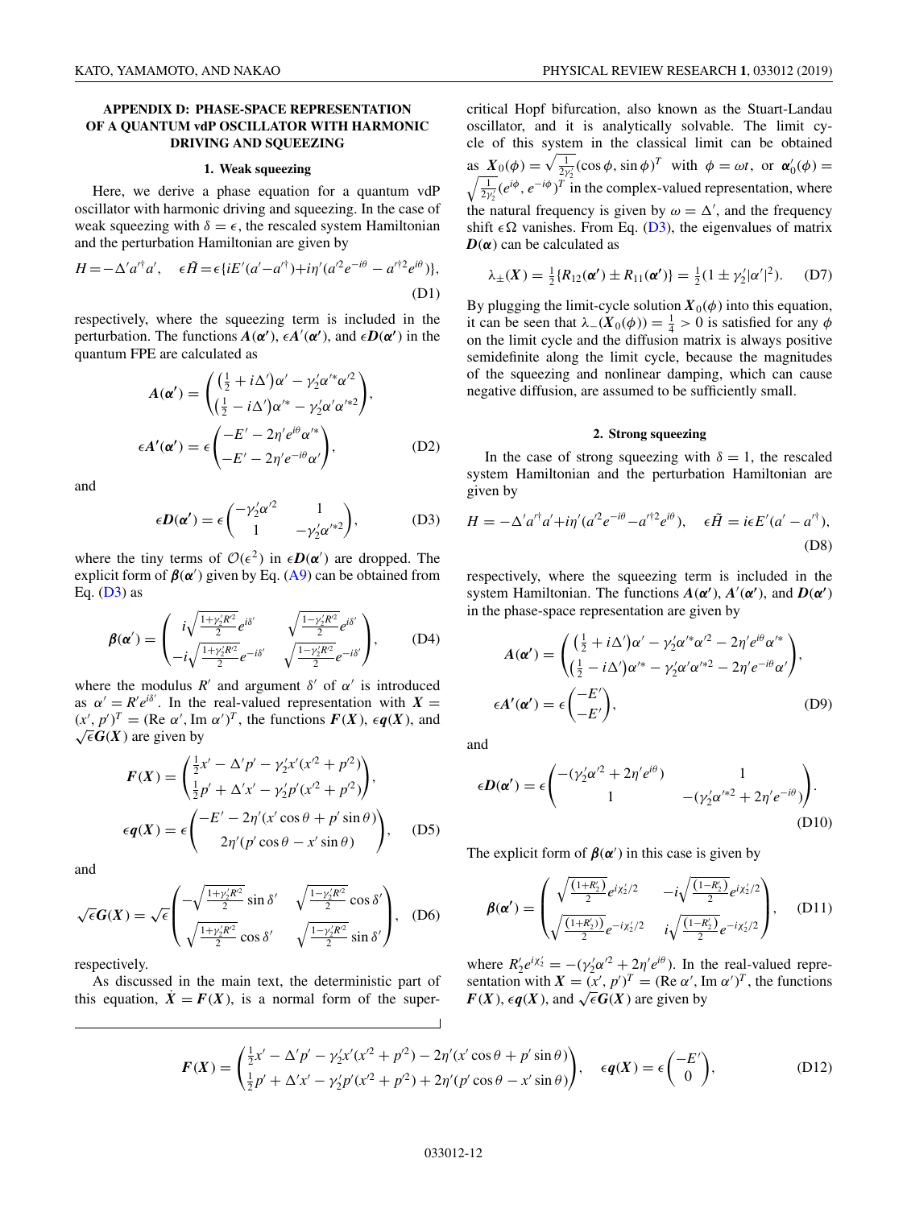## APPENDIX D: PHASE-SPACE REPRESENTATION OF A QUANTUM vdP OSCILLATOR WITH HARMONIC DRIVING AND SQUEEZING

### 1. Weak squeezing

Here, we derive a phase equation for a quantum vdP oscillator with harmonic driving and squeezing. In the case of weak squeezing with $\delta = \epsilon$, the rescaled system Hamiltonian and the perturbation Hamiltonian are given by

$$H = -\Delta' a'^{\dagger} a', \quad \epsilon \tilde{H} = \epsilon\{iE'(a' - a'^{\dagger}) + i\eta'(a'^2 e^{-i\theta} - a'^{\dagger 2} e^{i\theta})\}, \tag{D1}$$

respectively, where the squeezing term is included in the perturbation. The functions $\boldsymbol{A}(\boldsymbol{\alpha}')$, $\epsilon \boldsymbol{A}'(\boldsymbol{\alpha}')$, and $\epsilon \boldsymbol{D}(\boldsymbol{\alpha}')$ in the quantum FPE are calculated as

$$\boldsymbol{A}(\boldsymbol{\alpha}') = \begin{pmatrix} \left(\frac{1}{2} + i\Delta'\right)\alpha' - \gamma_2' \alpha'^* \alpha'^2 \\ \left(\frac{1}{2} - i\Delta'\right)\alpha'^* - \gamma_2' \alpha' \alpha'^{*2} \end{pmatrix},$$

$$\epsilon \boldsymbol{A}'(\boldsymbol{\alpha}') = \epsilon \begin{pmatrix} -E' - 2\eta' e^{i\theta} \alpha'^* \\ -E' - 2\eta' e^{-i\theta} \alpha' \end{pmatrix}, \tag{D2}$$

and

$$\epsilon \boldsymbol{D}(\boldsymbol{\alpha}') = \epsilon \begin{pmatrix} -\gamma_2' \alpha'^2 & 1 \\ 1 & -\gamma_2' \alpha'^{*2} \end{pmatrix}, \tag{D3}$$

where the tiny terms of $\mathcal{O}(\epsilon^2)$ in $\epsilon \boldsymbol{D}(\boldsymbol{\alpha}')$ are dropped. The explicit form of $\boldsymbol{\beta}(\boldsymbol{\alpha}')$ given by Eq. (A9) can be obtained from Eq. (D3) as

$$\boldsymbol{\beta}(\boldsymbol{\alpha}') = \begin{pmatrix} i\sqrt{\frac{1+\gamma_2' R'^2}{2}} e^{i\delta'} & \sqrt{\frac{1-\gamma_2' R'^2}{2}} e^{i\delta'} \\ -i\sqrt{\frac{1+\gamma_2' R'^2}{2}} e^{-i\delta'} & \sqrt{\frac{1-\gamma_2' R'^2}{2}} e^{-i\delta'} \end{pmatrix}, \tag{D4}$$

where the modulus $R'$ and argument $\delta'$ of $\alpha'$ is introduced as $\alpha' = R' e^{i\delta'}$. In the real-valued representation with $\boldsymbol{X} = (x', p')^T = (\mathrm{Re}\, \alpha', \mathrm{Im}\, \alpha')^T$, the functions $\boldsymbol{F}(\boldsymbol{X})$, $\epsilon \boldsymbol{q}(\boldsymbol{X})$, and $\sqrt{\epsilon} \boldsymbol{G}(\boldsymbol{X})$ are given by

$$\boldsymbol{F}(\boldsymbol{X}) = \begin{pmatrix} \frac{1}{2}x' - \Delta' p' - \gamma_2' x'(x'^2 + p'^2) \\ \frac{1}{2}p' + \Delta' x' - \gamma_2' p'(x'^2 + p'^2) \end{pmatrix},$$

$$\epsilon \boldsymbol{q}(\boldsymbol{X}) = \epsilon \begin{pmatrix} -E' - 2\eta'(x' \cos\theta + p' \sin\theta) \\ 2\eta'(p' \cos\theta - x' \sin\theta) \end{pmatrix}, \tag{D5}$$

and

$$\sqrt{\epsilon} \boldsymbol{G}(\boldsymbol{X}) = \sqrt{\epsilon} \begin{pmatrix} -\sqrt{\frac{1+\gamma_2' R'^2}{2}} \sin\delta' & \sqrt{\frac{1-\gamma_2' R'^2}{2}} \cos\delta' \\ \sqrt{\frac{1+\gamma_2' R'^2}{2}} \cos\delta' & \sqrt{\frac{1-\gamma_2' R'^2}{2}} \sin\delta' \end{pmatrix}, \tag{D6}$$

respectively.

As discussed in the main text, the deterministic part of this equation, $\dot{\boldsymbol{X}} = \boldsymbol{F}(\boldsymbol{X})$, is a normal form of the supercritical Hopf bifurcation, also known as the Stuart-Landau oscillator, and it is analytically solvable. The limit cycle of this system in the classical limit can be obtained as $\boldsymbol{X}_0(\phi) = \sqrt{\frac{1}{2\gamma_2'}}(\cos\phi, \sin\phi)^T$ with $\phi = \omega t$, or $\boldsymbol{\alpha}_0'(\phi) = \sqrt{\frac{1}{2\gamma_2'}}(e^{i\phi}, e^{-i\phi})^T$ in the complex-valued representation, where the natural frequency is given by $\omega = \Delta'$, and the frequency shift $\epsilon\Omega$ vanishes. From Eq. (D3), the eigenvalues of matrix $\boldsymbol{D}(\boldsymbol{\alpha})$ can be calculated as

$$\lambda_{\pm}(\boldsymbol{X}) = \tfrac{1}{2}\{R_{12}(\boldsymbol{\alpha}') \pm R_{11}(\boldsymbol{\alpha}')\} = \tfrac{1}{2}(1 \pm \gamma_2' |\alpha'|^2). \tag{D7}$$

By plugging the limit-cycle solution $\boldsymbol{X}_0(\phi)$ into this equation, it can be seen that $\lambda_{-}(\boldsymbol{X}_0(\phi)) = \frac{1}{4} > 0$ is satisfied for any $\phi$ on the limit cycle and the diffusion matrix is always positive semidefinite along the limit cycle, because the magnitudes of the squeezing and nonlinear damping, which can cause negative diffusion, are assumed to be sufficiently small.

### 2. Strong squeezing

In the case of strong squeezing with $\delta = 1$, the rescaled system Hamiltonian and the perturbation Hamiltonian are given by

$$H = -\Delta' a'^{\dagger} a' + i\eta'(a'^2 e^{-i\theta} - a'^{\dagger 2} e^{i\theta}), \quad \epsilon \tilde{H} = i\epsilon E'(a' - a'^{\dagger}), \tag{D8}$$

respectively, where the squeezing term is included in the system Hamiltonian. The functions $\boldsymbol{A}(\boldsymbol{\alpha}')$, $\boldsymbol{A}'(\boldsymbol{\alpha}')$, and $\boldsymbol{D}(\boldsymbol{\alpha}')$ in the phase-space representation are given by

$$\boldsymbol{A}(\boldsymbol{\alpha}') = \begin{pmatrix} \left(\frac{1}{2} + i\Delta'\right)\alpha' - \gamma_2' \alpha'^* \alpha'^2 - 2\eta' e^{i\theta} \alpha'^* \\ \left(\frac{1}{2} - i\Delta'\right)\alpha'^* - \gamma_2' \alpha' \alpha'^{*2} - 2\eta' e^{-i\theta} \alpha' \end{pmatrix},$$

$$\epsilon \boldsymbol{A}'(\boldsymbol{\alpha}') = \epsilon \begin{pmatrix} -E' \\ -E' \end{pmatrix}, \tag{D9}$$

and

$$\epsilon \boldsymbol{D}(\boldsymbol{\alpha}') = \epsilon \begin{pmatrix} -(\gamma_2' \alpha'^2 + 2\eta' e^{i\theta}) & 1 \\ 1 & -(\gamma_2' \alpha'^{*2} + 2\eta' e^{-i\theta}) \end{pmatrix}. \tag{D10}$$

The explicit form of $\boldsymbol{\beta}(\boldsymbol{\alpha}')$ in this case is given by

$$\boldsymbol{\beta}(\boldsymbol{\alpha}') = \begin{pmatrix} \sqrt{\frac{(1+R_2')}{2}} e^{i\chi_2'/2} & -i\sqrt{\frac{(1-R_2')}{2}} e^{i\chi_2'/2} \\ \sqrt{\frac{(1+R_2'))}{2}} e^{-i\chi_2'/2} & i\sqrt{\frac{(1-R_2')}{2}} e^{-i\chi_2'/2} \end{pmatrix}, \tag{D11}$$

where $R_2' e^{i\chi_2'} = -(\gamma_2' \alpha'^2 + 2\eta' e^{i\theta})$. In the real-valued representation with $\boldsymbol{X} = (x', p')^T = (\mathrm{Re}\, \alpha', \mathrm{Im}\, \alpha')^T$, the functions $\boldsymbol{F}(\boldsymbol{X})$, $\epsilon \boldsymbol{q}(\boldsymbol{X})$, and $\sqrt{\epsilon} \boldsymbol{G}(\boldsymbol{X})$ are given by

$$\boldsymbol{F}(\boldsymbol{X}) = \begin{pmatrix} \frac{1}{2}x' - \Delta' p' - \gamma_2' x'(x'^2 + p'^2) - 2\eta'(x' \cos\theta + p' \sin\theta) \\ \frac{1}{2}p' + \Delta' x' - \gamma_2' p'(x'^2 + p'^2) + 2\eta'(p' \cos\theta - x' \sin\theta) \end{pmatrix}, \quad \epsilon \boldsymbol{q}(\boldsymbol{X}) = \epsilon \begin{pmatrix} -E' \\ 0 \end{pmatrix}, \tag{D12}$$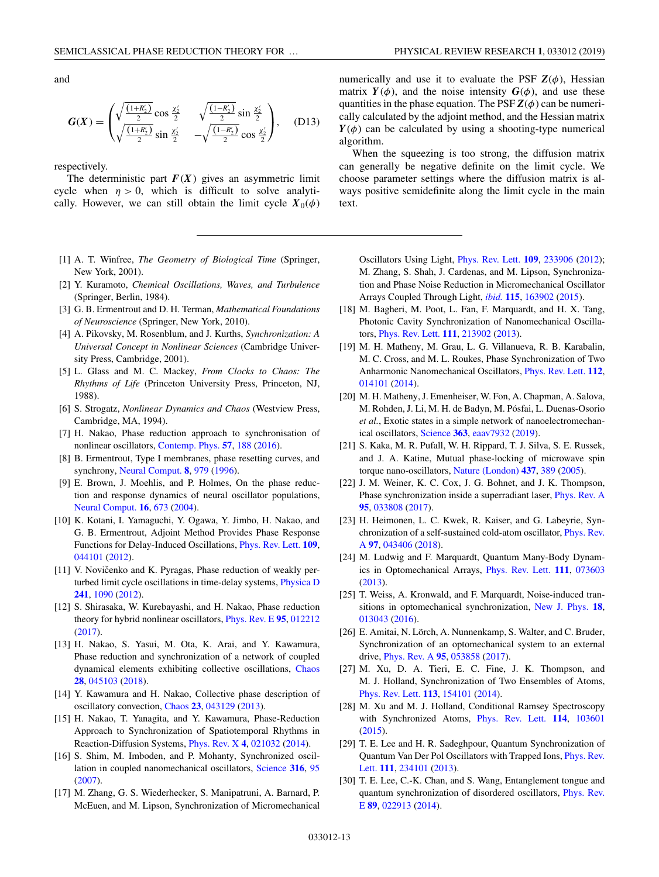and

$$
\boldsymbol{G}(\boldsymbol{X}) = \begin{pmatrix} \sqrt{\frac{(1+R_2')}{2}}\cos\frac{\chi_2'}{2} & \sqrt{\frac{(1-R_2')}{2}}\sin\frac{\chi_2'}{2} \\ \sqrt{\frac{(1+R_2')}{2}}\sin\frac{\chi_2'}{2} & -\sqrt{\frac{(1-R_2')}{2}}\cos\frac{\chi_2'}{2} \end{pmatrix}, \tag{D13}
$$

respectively.

The deterministic part $\boldsymbol{F}(\boldsymbol{X})$ gives an asymmetric limit cycle when $\eta > 0$, which is difficult to solve analytically. However, we can still obtain the limit cycle $\boldsymbol{X}_0(\phi)$ numerically and use it to evaluate the PSF $\boldsymbol{Z}(\phi)$, Hessian matrix $\boldsymbol{Y}(\phi)$, and the noise intensity $\boldsymbol{G}(\phi)$, and use these quantities in the phase equation. The PSF $\boldsymbol{Z}(\phi)$ can be numerically calculated by the adjoint method, and the Hessian matrix $\boldsymbol{Y}(\phi)$ can be calculated by using a shooting-type numerical algorithm.

When the squeezing is too strong, the diffusion matrix can generally be negative definite on the limit cycle. We choose parameter settings where the diffusion matrix is always positive semidefinite along the limit cycle in the main text.

---

[1] A. T. Winfree, *The Geometry of Biological Time* (Springer, New York, 2001).

[2] Y. Kuramoto, *Chemical Oscillations, Waves, and Turbulence* (Springer, Berlin, 1984).

[3] G. B. Ermentrout and D. H. Terman, *Mathematical Foundations of Neuroscience* (Springer, New York, 2010).

[4] A. Pikovsky, M. Rosenblum, and J. Kurths, *Synchronization: A Universal Concept in Nonlinear Sciences* (Cambridge University Press, Cambridge, 2001).

[5] L. Glass and M. C. Mackey, *From Clocks to Chaos: The Rhythms of Life* (Princeton University Press, Princeton, NJ, 1988).

[6] S. Strogatz, *Nonlinear Dynamics and Chaos* (Westview Press, Cambridge, MA, 1994).

[7] H. Nakao, Phase reduction approach to synchronisation of nonlinear oscillators, Contemp. Phys. **57**, 188 (2016).

[8] B. Ermentrout, Type I membranes, phase resetting curves, and synchrony, Neural Comput. **8**, 979 (1996).

[9] E. Brown, J. Moehlis, and P. Holmes, On the phase reduction and response dynamics of neural oscillator populations, Neural Comput. **16**, 673 (2004).

[10] K. Kotani, I. Yamaguchi, Y. Ogawa, Y. Jimbo, H. Nakao, and G. B. Ermentrout, Adjoint Method Provides Phase Response Functions for Delay-Induced Oscillations, Phys. Rev. Lett. **109**, 044101 (2012).

[11] V. Novičenko and K. Pyragas, Phase reduction of weakly perturbed limit cycle oscillations in time-delay systems, Physica D **241**, 1090 (2012).

[12] S. Shirasaka, W. Kurebayashi, and H. Nakao, Phase reduction theory for hybrid nonlinear oscillators, Phys. Rev. E **95**, 012212 (2017).

[13] H. Nakao, S. Yasui, M. Ota, K. Arai, and Y. Kawamura, Phase reduction and synchronization of a network of coupled dynamical elements exhibiting collective oscillations, Chaos **28**, 045103 (2018).

[14] Y. Kawamura and H. Nakao, Collective phase description of oscillatory convection, Chaos **23**, 043129 (2013).

[15] H. Nakao, T. Yanagita, and Y. Kawamura, Phase-Reduction Approach to Synchronization of Spatiotemporal Rhythms in Reaction-Diffusion Systems, Phys. Rev. X **4**, 021032 (2014).

[16] S. Shim, M. Imboden, and P. Mohanty, Synchronized oscillation in coupled nanomechanical oscillators, Science **316**, 95 (2007).

[17] M. Zhang, G. S. Wiederhecker, S. Manipatruni, A. Barnard, P. McEuen, and M. Lipson, Synchronization of Micromechanical Oscillators Using Light, Phys. Rev. Lett. **109**, 233906 (2012); M. Zhang, S. Shah, J. Cardenas, and M. Lipson, Synchronization and Phase Noise Reduction in Micromechanical Oscillator Arrays Coupled Through Light, *ibid.* **115**, 163902 (2015).

[18] M. Bagheri, M. Poot, L. Fan, F. Marquardt, and H. X. Tang, Photonic Cavity Synchronization of Nanomechanical Oscillators, Phys. Rev. Lett. **111**, 213902 (2013).

[19] M. H. Matheny, M. Grau, L. G. Villanueva, R. B. Karabalin, M. C. Cross, and M. L. Roukes, Phase Synchronization of Two Anharmonic Nanomechanical Oscillators, Phys. Rev. Lett. **112**, 014101 (2014).

[20] M. H. Matheny, J. Emenheiser, W. Fon, A. Chapman, A. Salova, M. Rohden, J. Li, M. H. de Badyn, M. Pósfai, L. Duenas-Osorio *et al.*, Exotic states in a simple network of nanoelectromechanical oscillators, Science **363**, eaav7932 (2019).

[21] S. Kaka, M. R. Pufall, W. H. Rippard, T. J. Silva, S. E. Russek, and J. A. Katine, Mutual phase-locking of microwave spin torque nano-oscillators, Nature (London) **437**, 389 (2005).

[22] J. M. Weiner, K. C. Cox, J. G. Bohnet, and J. K. Thompson, Phase synchronization inside a superradiant laser, Phys. Rev. A **95**, 033808 (2017).

[23] H. Heimonen, L. C. Kwek, R. Kaiser, and G. Labeyrie, Synchronization of a self-sustained cold-atom oscillator, Phys. Rev. A **97**, 043406 (2018).

[24] M. Ludwig and F. Marquardt, Quantum Many-Body Dynamics in Optomechanical Arrays, Phys. Rev. Lett. **111**, 073603 (2013).

[25] T. Weiss, A. Kronwald, and F. Marquardt, Noise-induced transitions in optomechanical synchronization, New J. Phys. **18**, 013043 (2016).

[26] E. Amitai, N. Lörch, A. Nunnenkamp, S. Walter, and C. Bruder, Synchronization of an optomechanical system to an external drive, Phys. Rev. A **95**, 053858 (2017).

[27] M. Xu, D. A. Tieri, E. C. Fine, J. K. Thompson, and M. J. Holland, Synchronization of Two Ensembles of Atoms, Phys. Rev. Lett. **113**, 154101 (2014).

[28] M. Xu and M. J. Holland, Conditional Ramsey Spectroscopy with Synchronized Atoms, Phys. Rev. Lett. **114**, 103601 (2015).

[29] T. E. Lee and H. R. Sadeghpour, Quantum Synchronization of Quantum Van Der Pol Oscillators with Trapped Ions, Phys. Rev. Lett. **111**, 234101 (2013).

[30] T. E. Lee, C.-K. Chan, and S. Wang, Entanglement tongue and quantum synchronization of disordered oscillators, Phys. Rev. E **89**, 022913 (2014).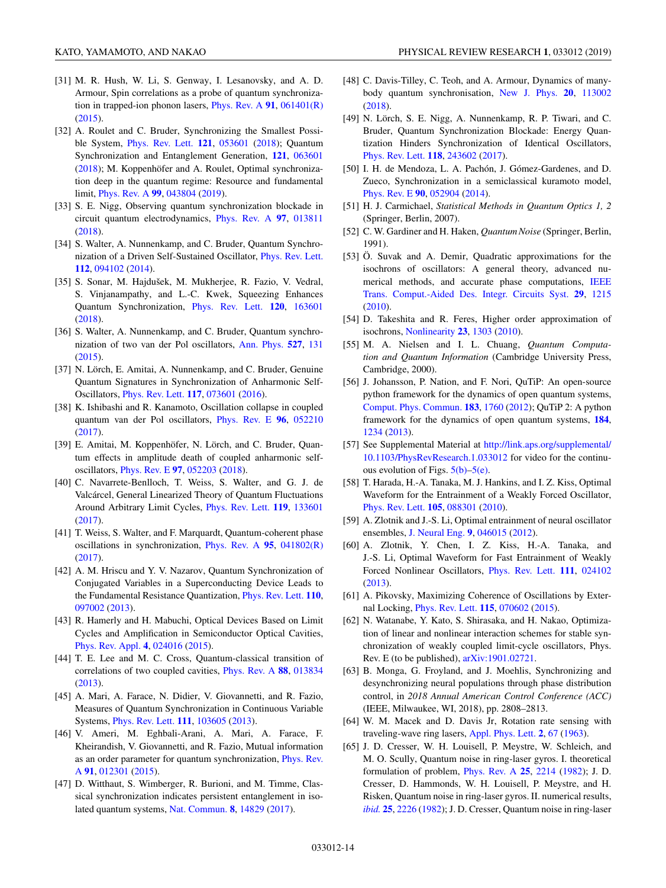[31] M. R. Hush, W. Li, S. Genway, I. Lesanovsky, and A. D. Armour, Spin correlations as a probe of quantum synchronization in trapped-ion phonon lasers, Phys. Rev. A **91**, 061401(R) (2015).

[32] A. Roulet and C. Bruder, Synchronizing the Smallest Possible System, Phys. Rev. Lett. **121**, 053601 (2018); Quantum Synchronization and Entanglement Generation, **121**, 063601 (2018); M. Koppenhöfer and A. Roulet, Optimal synchronization deep in the quantum regime: Resource and fundamental limit, Phys. Rev. A **99**, 043804 (2019).

[33] S. E. Nigg, Observing quantum synchronization blockade in circuit quantum electrodynamics, Phys. Rev. A **97**, 013811 (2018).

[34] S. Walter, A. Nunnenkamp, and C. Bruder, Quantum Synchronization of a Driven Self-Sustained Oscillator, Phys. Rev. Lett. **112**, 094102 (2014).

[35] S. Sonar, M. Hajdušek, M. Mukherjee, R. Fazio, V. Vedral, S. Vinjanampathy, and L.-C. Kwek, Squeezing Enhances Quantum Synchronization, Phys. Rev. Lett. **120**, 163601 (2018).

[36] S. Walter, A. Nunnenkamp, and C. Bruder, Quantum synchronization of two van der Pol oscillators, Ann. Phys. **527**, 131 (2015).

[37] N. Lörch, E. Amitai, A. Nunnenkamp, and C. Bruder, Genuine Quantum Signatures in Synchronization of Anharmonic Self-Oscillators, Phys. Rev. Lett. **117**, 073601 (2016).

[38] K. Ishibashi and R. Kanamoto, Oscillation collapse in coupled quantum van der Pol oscillators, Phys. Rev. E **96**, 052210 (2017).

[39] E. Amitai, M. Koppenhöfer, N. Lörch, and C. Bruder, Quantum effects in amplitude death of coupled anharmonic self-oscillators, Phys. Rev. E **97**, 052203 (2018).

[40] C. Navarrete-Benlloch, T. Weiss, S. Walter, and G. J. de Valcárcel, General Linearized Theory of Quantum Fluctuations Around Arbitrary Limit Cycles, Phys. Rev. Lett. **119**, 133601 (2017).

[41] T. Weiss, S. Walter, and F. Marquardt, Quantum-coherent phase oscillations in synchronization, Phys. Rev. A **95**, 041802(R) (2017).

[42] A. M. Hriscu and Y. V. Nazarov, Quantum Synchronization of Conjugated Variables in a Superconducting Device Leads to the Fundamental Resistance Quantization, Phys. Rev. Lett. **110**, 097002 (2013).

[43] R. Hamerly and H. Mabuchi, Optical Devices Based on Limit Cycles and Amplification in Semiconductor Optical Cavities, Phys. Rev. Appl. **4**, 024016 (2015).

[44] T. E. Lee and M. C. Cross, Quantum-classical transition of correlations of two coupled cavities, Phys. Rev. A **88**, 013834 (2013).

[45] A. Mari, A. Farace, N. Didier, V. Giovannetti, and R. Fazio, Measures of Quantum Synchronization in Continuous Variable Systems, Phys. Rev. Lett. **111**, 103605 (2013).

[46] V. Ameri, M. Eghbali-Arani, A. Mari, A. Farace, F. Kheirandish, V. Giovannetti, and R. Fazio, Mutual information as an order parameter for quantum synchronization, Phys. Rev. A **91**, 012301 (2015).

[47] D. Witthaut, S. Wimberger, R. Burioni, and M. Timme, Classical synchronization indicates persistent entanglement in isolated quantum systems, Nat. Commun. **8**, 14829 (2017).

[48] C. Davis-Tilley, C. Teoh, and A. Armour, Dynamics of many-body quantum synchronisation, New J. Phys. **20**, 113002 (2018).

[49] N. Lörch, S. E. Nigg, A. Nunnenkamp, R. P. Tiwari, and C. Bruder, Quantum Synchronization Blockade: Energy Quantization Hinders Synchronization of Identical Oscillators, Phys. Rev. Lett. **118**, 243602 (2017).

[50] I. H. de Mendoza, L. A. Pachón, J. Gómez-Gardenes, and D. Zueco, Synchronization in a semiclassical kuramoto model, Phys. Rev. E **90**, 052904 (2014).

[51] H. J. Carmichael, *Statistical Methods in Quantum Optics 1, 2* (Springer, Berlin, 2007).

[52] C. W. Gardiner and H. Haken, *Quantum Noise* (Springer, Berlin, 1991).

[53] Ö. Suvak and A. Demir, Quadratic approximations for the isochrons of oscillators: A general theory, advanced numerical methods, and accurate phase computations, IEEE Trans. Comput.-Aided Des. Integr. Circuits Syst. **29**, 1215 (2010).

[54] D. Takeshita and R. Feres, Higher order approximation of isochrons, Nonlinearity **23**, 1303 (2010).

[55] M. A. Nielsen and I. L. Chuang, *Quantum Computation and Quantum Information* (Cambridge University Press, Cambridge, 2000).

[56] J. Johansson, P. Nation, and F. Nori, QuTiP: An open-source python framework for the dynamics of open quantum systems, Comput. Phys. Commun. **183**, 1760 (2012); QuTiP 2: A python framework for the dynamics of open quantum systems, **184**, 1234 (2013).

[57] See Supplemental Material at http://link.aps.org/supplemental/10.1103/PhysRevResearch.1.033012 for video for the continuous evolution of Figs. 5(b)–5(e).

[58] T. Harada, H.-A. Tanaka, M. J. Hankins, and I. Z. Kiss, Optimal Waveform for the Entrainment of a Weakly Forced Oscillator, Phys. Rev. Lett. **105**, 088301 (2010).

[59] A. Zlotnik and J.-S. Li, Optimal entrainment of neural oscillator ensembles, J. Neural Eng. **9**, 046015 (2012).

[60] A. Zlotnik, Y. Chen, I. Z. Kiss, H.-A. Tanaka, and J.-S. Li, Optimal Waveform for Fast Entrainment of Weakly Forced Nonlinear Oscillators, Phys. Rev. Lett. **111**, 024102 (2013).

[61] A. Pikovsky, Maximizing Coherence of Oscillations by External Locking, Phys. Rev. Lett. **115**, 070602 (2015).

[62] N. Watanabe, Y. Kato, S. Shirasaka, and H. Nakao, Optimization of linear and nonlinear interaction schemes for stable synchronization of weakly coupled limit-cycle oscillators, Phys. Rev. E (to be published), arXiv:1901.02721.

[63] B. Monga, G. Froyland, and J. Moehlis, Synchronizing and desynchronizing neural populations through phase distribution control, in *2018 Annual American Control Conference (ACC)* (IEEE, Milwaukee, WI, 2018), pp. 2808–2813.

[64] W. M. Macek and D. Davis Jr, Rotation rate sensing with traveling-wave ring lasers, Appl. Phys. Lett. **2**, 67 (1963).

[65] J. D. Cresser, W. H. Louisell, P. Meystre, W. Schleich, and M. O. Scully, Quantum noise in ring-laser gyros. I. theoretical formulation of problem, Phys. Rev. A **25**, 2214 (1982); J. D. Cresser, D. Hammonds, W. H. Louisell, P. Meystre, and H. Risken, Quantum noise in ring-laser gyros. II. numerical results, *ibid.* **25**, 2226 (1982); J. D. Cresser, Quantum noise in ring-laser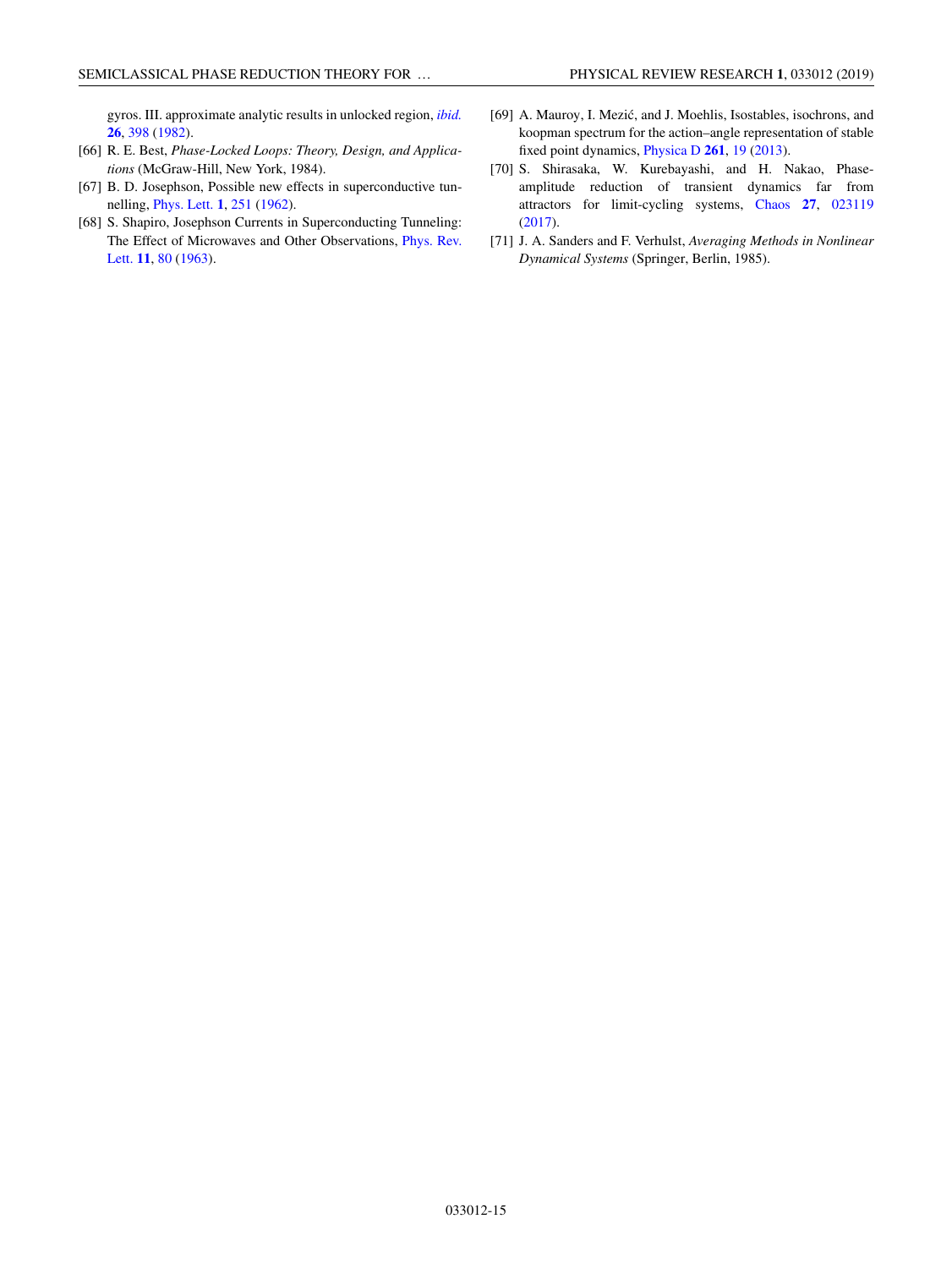gyros. III. approximate analytic results in unlocked region, *ibid.* **26**, 398 (1982).

[66] R. E. Best, *Phase-Locked Loops: Theory, Design, and Applications* (McGraw-Hill, New York, 1984).

[67] B. D. Josephson, Possible new effects in superconductive tunnelling, Phys. Lett. **1**, 251 (1962).

[68] S. Shapiro, Josephson Currents in Superconducting Tunneling: The Effect of Microwaves and Other Observations, Phys. Rev. Lett. **11**, 80 (1963).

[69] A. Mauroy, I. Mezić, and J. Moehlis, Isostables, isochrons, and koopman spectrum for the action–angle representation of stable fixed point dynamics, Physica D **261**, 19 (2013).

[70] S. Shirasaka, W. Kurebayashi, and H. Nakao, Phase-amplitude reduction of transient dynamics far from attractors for limit-cycling systems, Chaos **27**, 023119 (2017).

[71] J. A. Sanders and F. Verhulst, *Averaging Methods in Nonlinear Dynamical Systems* (Springer, Berlin, 1985).